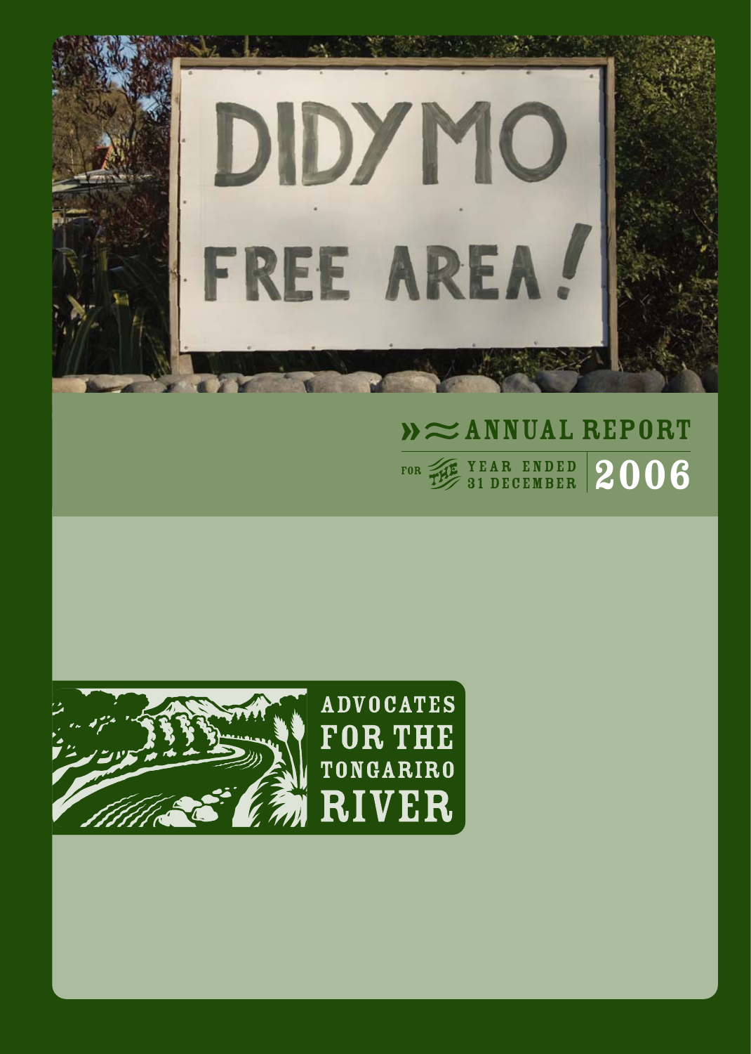# ANNUAL REPORT

FOR THE YEAR ENDED 31 DECEMBER **2006**

ADVOCATES FOR THE TONGARIRO RIVER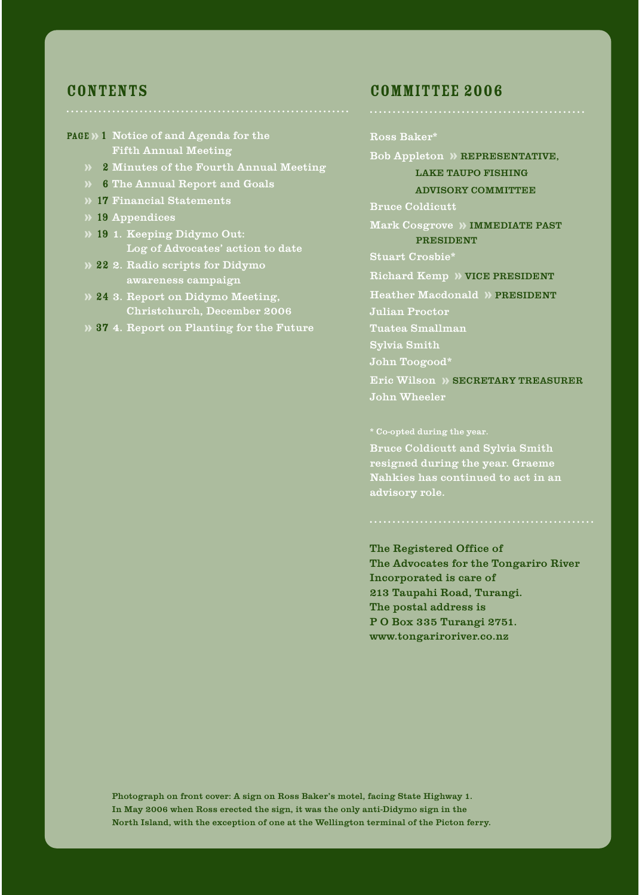## CONTENTS

PAGE » 1 Notice of and Agenda for the Fifth Annual Meeting

» 2 Minutes of the Fourth Annual Meeting

» 6 The Annual Report and Goals

» 17 Financial Statements

» 19 Appendices

» 19 1. Keeping Didymo Out: Log of Advocates' action to date

» 22 2. Radio scripts for Didymo awareness campaign

» 24 3. Report on Didymo Meeting, Christchurch, December 2006

» 37 4. Report on Planting for the Future

## COMMITTEE 2006

Ross Baker*

Bob Appleton » REPRESENTATIVE, LAKE TAUPO FISHING ADVISORY COMMITTEE

Bruce Coldicutt

Mark Cosgrove » IMMEDIATE PAST PRESIDENT

Stuart Crosbie*

Richard Kemp » VICE PRESIDENT

Heather Macdonald » PRESIDENT

Julian Proctor

Tuatea Smallman

Sylvia Smith

John Toogood*

Eric Wilson » SECRETARY TREASURER

John Wheeler

\* Co-opted during the year.

Bruce Coldicutt and Sylvia Smith resigned during the year. Graeme Nahkies has continued to act in an advisory role.

The Registered Office of
The Advocates for the Tongariro River Incorporated is care of
213 Taupahi Road, Turangi.
The postal address is
P O Box 335 Turangi 2751.
www.tongariroriver.co.nz

Photograph on front cover: A sign on Ross Baker's motel, facing State Highway 1. In May 2006 when Ross erected the sign, it was the only anti-Didymo sign in the North Island, with the exception of one at the Wellington terminal of the Picton ferry.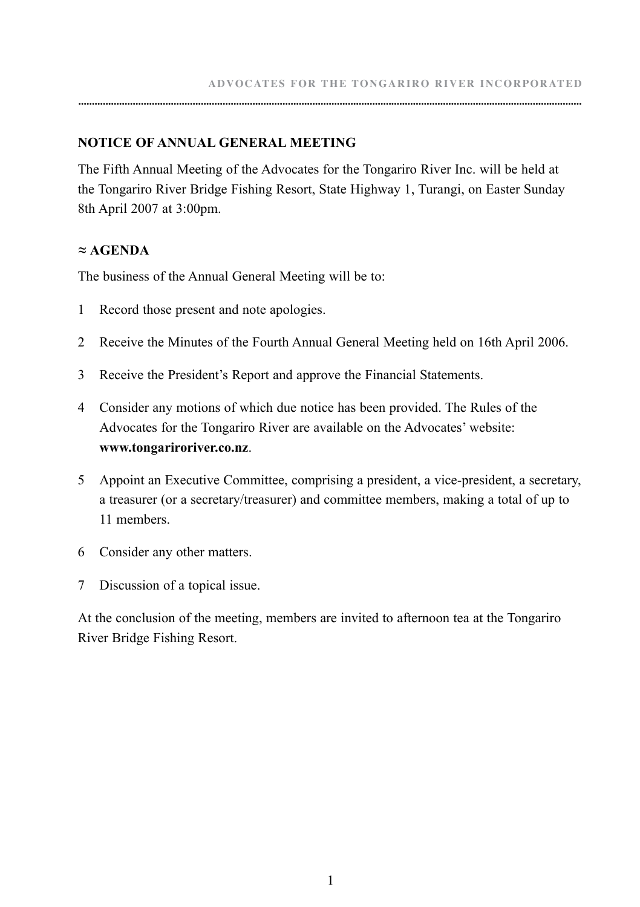## NOTICE OF ANNUAL GENERAL MEETING

The Fifth Annual Meeting of the Advocates for the Tongariro River Inc. will be held at the Tongariro River Bridge Fishing Resort, State Highway 1, Turangi, on Easter Sunday 8th April 2007 at 3:00pm.

### ≈ AGENDA

The business of the Annual General Meeting will be to:

1. Record those present and note apologies.
2. Receive the Minutes of the Fourth Annual General Meeting held on 16th April 2006.
3. Receive the President's Report and approve the Financial Statements.
4. Consider any motions of which due notice has been provided. The Rules of the Advocates for the Tongariro River are available on the Advocates' website: **www.tongaririver.co.nz**.
5. Appoint an Executive Committee, comprising a president, a vice-president, a secretary, a treasurer (or a secretary/treasurer) and committee members, making a total of up to 11 members.
6. Consider any other matters.
7. Discussion of a topical issue.

At the conclusion of the meeting, members are invited to afternoon tea at the Tongariro River Bridge Fishing Resort.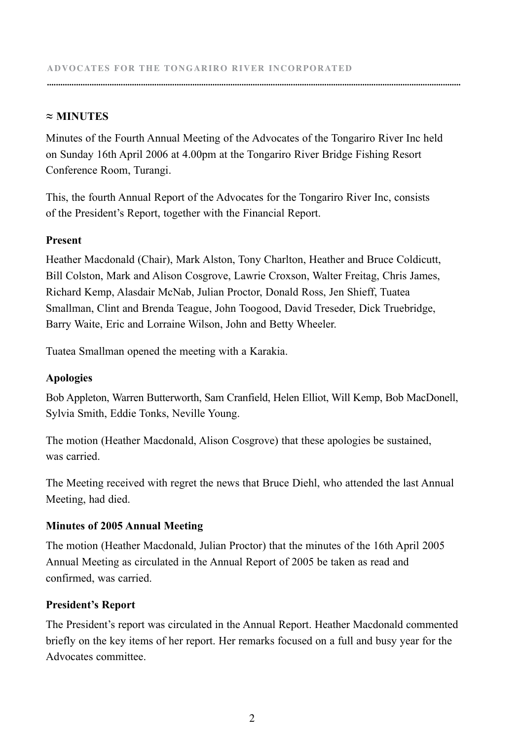## ≈ MINUTES

Minutes of the Fourth Annual Meeting of the Advocates of the Tongariro River Inc held on Sunday 16th April 2006 at 4.00pm at the Tongariro River Bridge Fishing Resort Conference Room, Turangi.

This, the fourth Annual Report of the Advocates for the Tongariro River Inc, consists of the President's Report, together with the Financial Report.

### Present

Heather Macdonald (Chair), Mark Alston, Tony Charlton, Heather and Bruce Coldicutt, Bill Colston, Mark and Alison Cosgrove, Lawrie Croxson, Walter Freitag, Chris James, Richard Kemp, Alasdair McNab, Julian Proctor, Donald Ross, Jen Shieff, Tuatea Smallman, Clint and Brenda Teague, John Toogood, David Treseder, Dick Truebridge, Barry Waite, Eric and Lorraine Wilson, John and Betty Wheeler.

Tuatea Smallman opened the meeting with a Karakia.

### Apologies

Bob Appleton, Warren Butterworth, Sam Cranfield, Helen Elliot, Will Kemp, Bob MacDonell, Sylvia Smith, Eddie Tonks, Neville Young.

The motion (Heather Macdonald, Alison Cosgrove) that these apologies be sustained, was carried.

The Meeting received with regret the news that Bruce Diehl, who attended the last Annual Meeting, had died.

### Minutes of 2005 Annual Meeting

The motion (Heather Macdonald, Julian Proctor) that the minutes of the 16th April 2005 Annual Meeting as circulated in the Annual Report of 2005 be taken as read and confirmed, was carried.

### President's Report

The President's report was circulated in the Annual Report. Heather Macdonald commented briefly on the key items of her report. Her remarks focused on a full and busy year for the Advocates committee.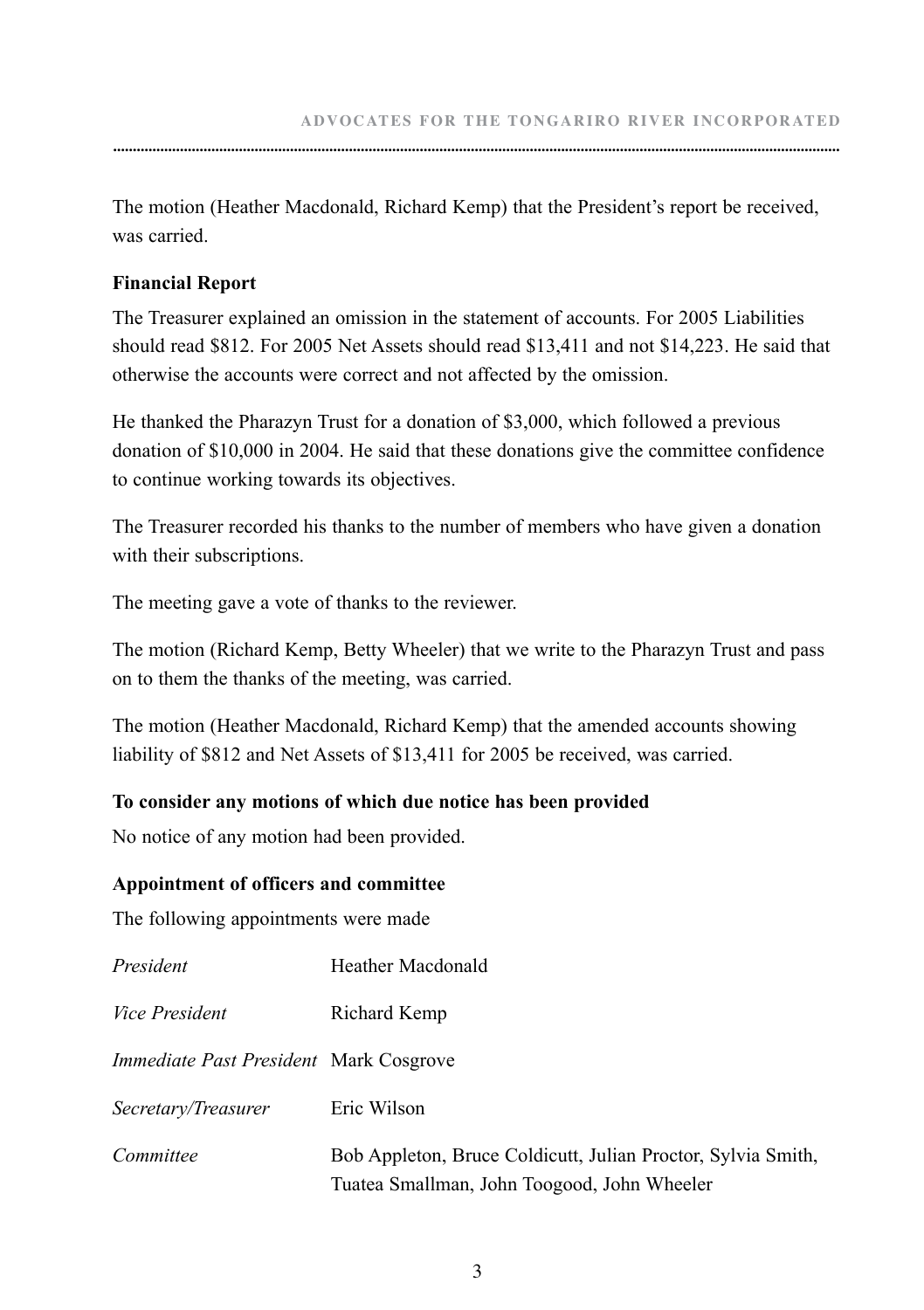The motion (Heather Macdonald, Richard Kemp) that the President's report be received, was carried.

**Financial Report**

The Treasurer explained an omission in the statement of accounts. For 2005 Liabilities should read $812. For 2005 Net Assets should read $13,411 and not $14,223. He said that otherwise the accounts were correct and not affected by the omission.

He thanked the Pharazyn Trust for a donation of $3,000, which followed a previous donation of $10,000 in 2004. He said that these donations give the committee confidence to continue working towards its objectives.

The Treasurer recorded his thanks to the number of members who have given a donation with their subscriptions.

The meeting gave a vote of thanks to the reviewer.

The motion (Richard Kemp, Betty Wheeler) that we write to the Pharazyn Trust and pass on to them the thanks of the meeting, was carried.

The motion (Heather Macdonald, Richard Kemp) that the amended accounts showing liability of $812 and Net Assets of $13,411 for 2005 be received, was carried.

**To consider any motions of which due notice has been provided**

No notice of any motion had been provided.

**Appointment of officers and committee**

The following appointments were made

| | |
|---|---|
| *President* | Heather Macdonald |
| *Vice President* | Richard Kemp |
| *Immediate Past President* | Mark Cosgrove |
| *Secretary/Treasurer* | Eric Wilson |
| *Committee* | Bob Appleton, Bruce Coldicutt, Julian Proctor, Sylvia Smith, Tuatea Smallman, John Toogood, John Wheeler |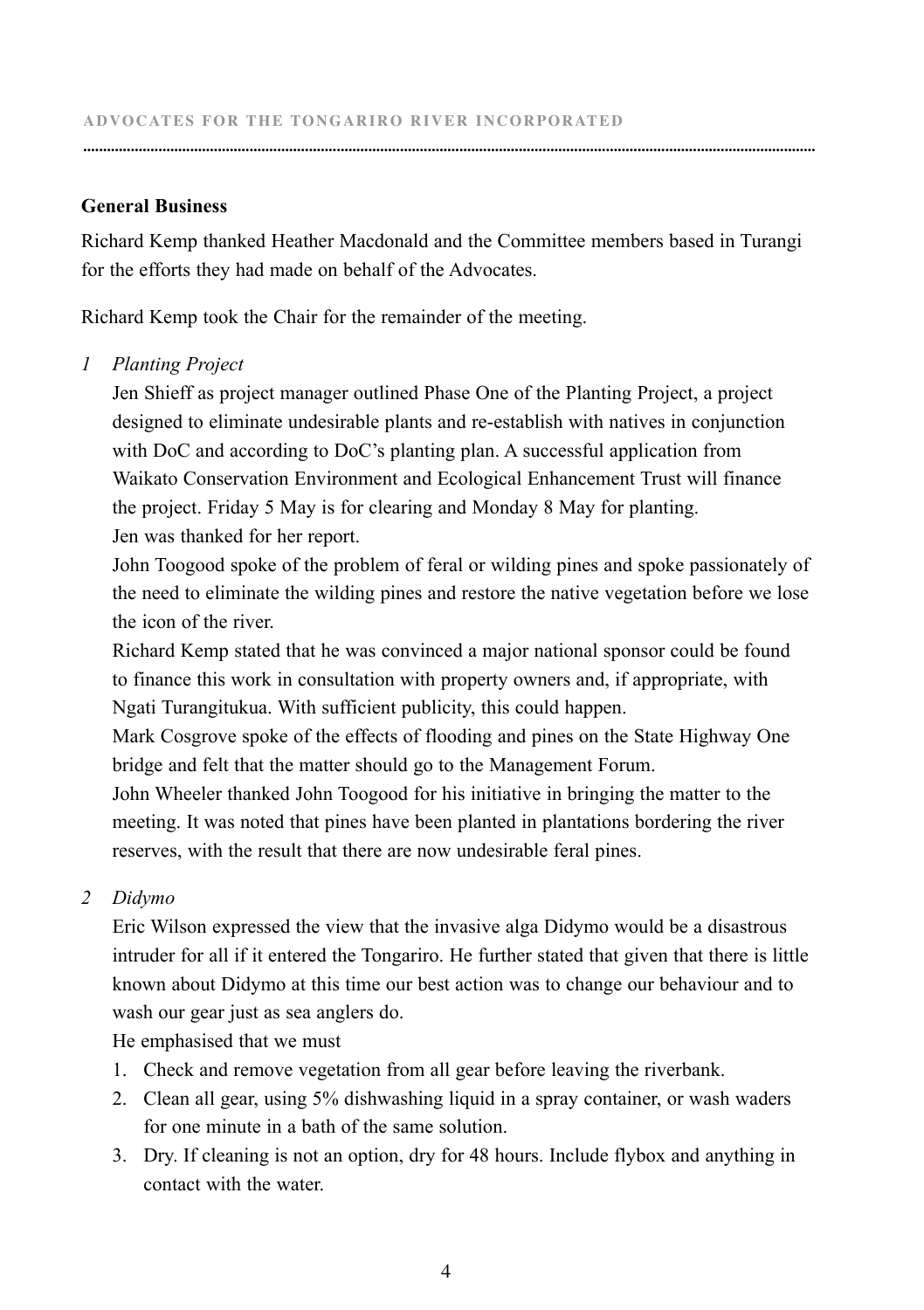## General Business

Richard Kemp thanked Heather Macdonald and the Committee members based in Turangi for the efforts they had made on behalf of the Advocates.

Richard Kemp took the Chair for the remainder of the meeting.

*1 Planting Project*

Jen Shieff as project manager outlined Phase One of the Planting Project, a project designed to eliminate undesirable plants and re-establish with natives in conjunction with DoC and according to DoC's planting plan. A successful application from Waikato Conservation Environment and Ecological Enhancement Trust will finance the project. Friday 5 May is for clearing and Monday 8 May for planting.

Jen was thanked for her report.

John Toogood spoke of the problem of feral or wilding pines and spoke passionately of the need to eliminate the wilding pines and restore the native vegetation before we lose the icon of the river.

Richard Kemp stated that he was convinced a major national sponsor could be found to finance this work in consultation with property owners and, if appropriate, with Ngati Turangitukua. With sufficient publicity, this could happen.

Mark Cosgrove spoke of the effects of flooding and pines on the State Highway One bridge and felt that the matter should go to the Management Forum.

John Wheeler thanked John Toogood for his initiative in bringing the matter to the meeting. It was noted that pines have been planted in plantations bordering the river reserves, with the result that there are now undesirable feral pines.

*2 Didymo*

Eric Wilson expressed the view that the invasive alga Didymo would be a disastrous intruder for all if it entered the Tongariro. He further stated that given that there is little known about Didymo at this time our best action was to change our behaviour and to wash our gear just as sea anglers do.

He emphasised that we must

1. Check and remove vegetation from all gear before leaving the riverbank.
2. Clean all gear, using 5% dishwashing liquid in a spray container, or wash waders for one minute in a bath of the same solution.
3. Dry. If cleaning is not an option, dry for 48 hours. Include flybox and anything in contact with the water.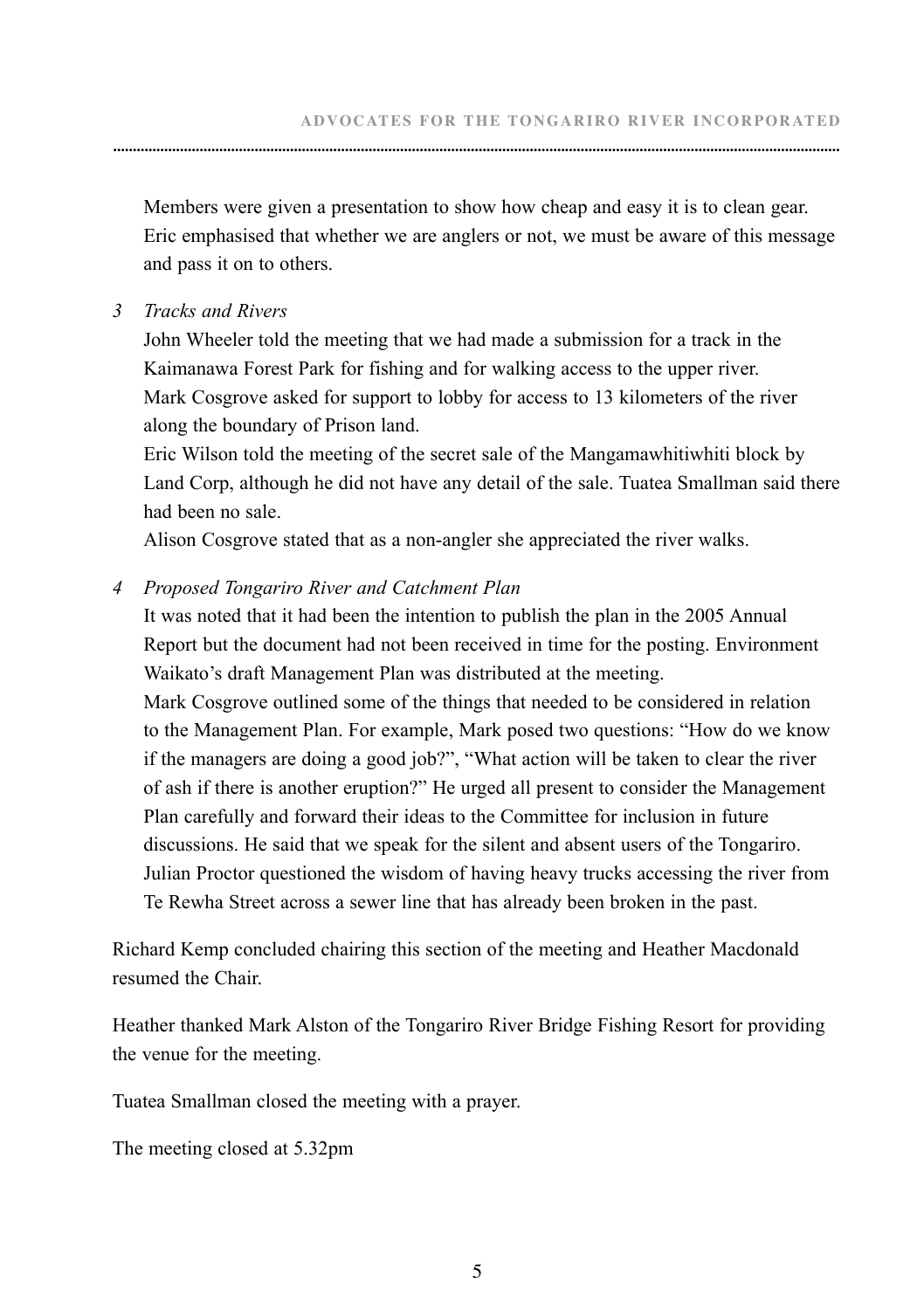Members were given a presentation to show how cheap and easy it is to clean gear. Eric emphasised that whether we are anglers or not, we must be aware of this message and pass it on to others.

3 *Tracks and Rivers*

John Wheeler told the meeting that we had made a submission for a track in the Kaimanawa Forest Park for fishing and for walking access to the upper river.
Mark Cosgrove asked for support to lobby for access to 13 kilometers of the river along the boundary of Prison land.
Eric Wilson told the meeting of the secret sale of the Mangamawhitiwhiti block by Land Corp, although he did not have any detail of the sale. Tuatea Smallman said there had been no sale.
Alison Cosgrove stated that as a non-angler she appreciated the river walks.

4 *Proposed Tongariro River and Catchment Plan*

It was noted that it had been the intention to publish the plan in the 2005 Annual Report but the document had not been received in time for the posting. Environment Waikato's draft Management Plan was distributed at the meeting.
Mark Cosgrove outlined some of the things that needed to be considered in relation to the Management Plan. For example, Mark posed two questions: "How do we know if the managers are doing a good job?", "What action will be taken to clear the river of ash if there is another eruption?" He urged all present to consider the Management Plan carefully and forward their ideas to the Committee for inclusion in future discussions. He said that we speak for the silent and absent users of the Tongariro.
Julian Proctor questioned the wisdom of having heavy trucks accessing the river from Te Rewha Street across a sewer line that has already been broken in the past.

Richard Kemp concluded chairing this section of the meeting and Heather Macdonald resumed the Chair.

Heather thanked Mark Alston of the Tongariro River Bridge Fishing Resort for providing the venue for the meeting.

Tuatea Smallman closed the meeting with a prayer.

The meeting closed at 5.32pm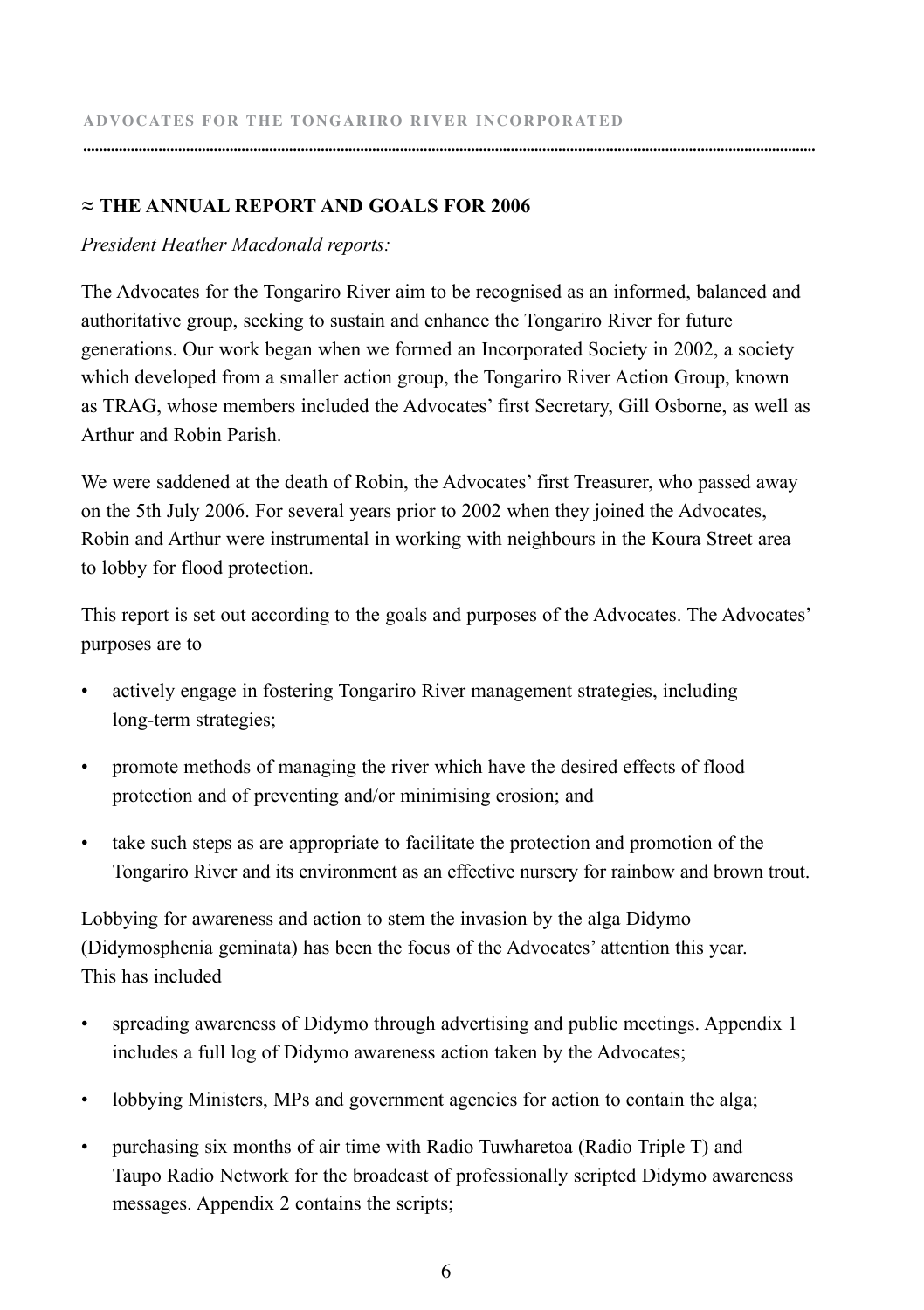## ≈ THE ANNUAL REPORT AND GOALS FOR 2006

*President Heather Macdonald reports:*

The Advocates for the Tongariro River aim to be recognised as an informed, balanced and authoritative group, seeking to sustain and enhance the Tongariro River for future generations. Our work began when we formed an Incorporated Society in 2002, a society which developed from a smaller action group, the Tongariro River Action Group, known as TRAG, whose members included the Advocates' first Secretary, Gill Osborne, as well as Arthur and Robin Parish.

We were saddened at the death of Robin, the Advocates' first Treasurer, who passed away on the 5th July 2006. For several years prior to 2002 when they joined the Advocates, Robin and Arthur were instrumental in working with neighbours in the Koura Street area to lobby for flood protection.

This report is set out according to the goals and purposes of the Advocates. The Advocates' purposes are to

- actively engage in fostering Tongariro River management strategies, including long-term strategies;
- promote methods of managing the river which have the desired effects of flood protection and of preventing and/or minimising erosion; and
- take such steps as are appropriate to facilitate the protection and promotion of the Tongariro River and its environment as an effective nursery for rainbow and brown trout.

Lobbying for awareness and action to stem the invasion by the alga Didymo (Didymosphenia geminata) has been the focus of the Advocates' attention this year. This has included

- spreading awareness of Didymo through advertising and public meetings. Appendix 1 includes a full log of Didymo awareness action taken by the Advocates;
- lobbying Ministers, MPs and government agencies for action to contain the alga;
- purchasing six months of air time with Radio Tuwharetoa (Radio Triple T) and Taupo Radio Network for the broadcast of professionally scripted Didymo awareness messages. Appendix 2 contains the scripts;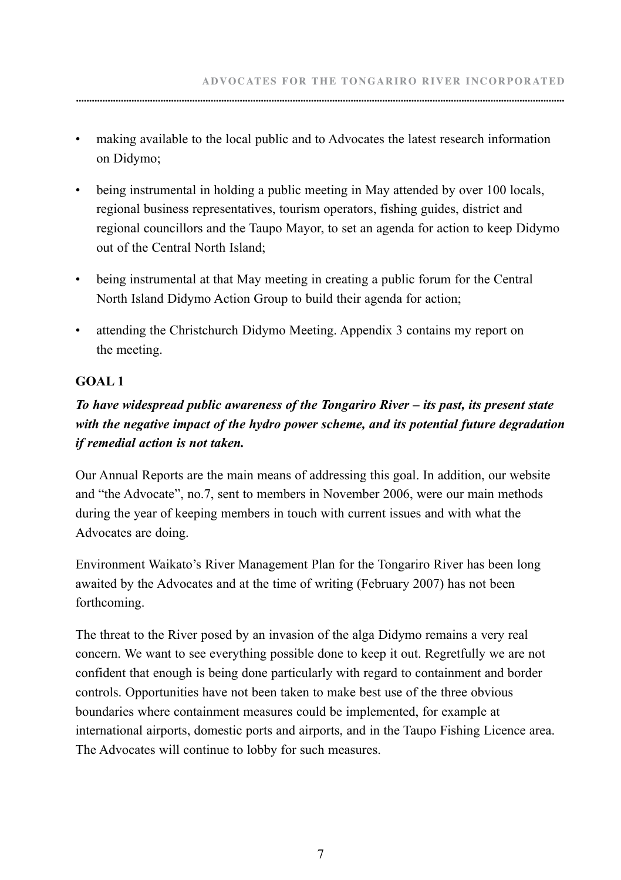- making available to the local public and to Advocates the latest research information on Didymo;
- being instrumental in holding a public meeting in May attended by over 100 locals, regional business representatives, tourism operators, fishing guides, district and regional councillors and the Taupo Mayor, to set an agenda for action to keep Didymo out of the Central North Island;
- being instrumental at that May meeting in creating a public forum for the Central North Island Didymo Action Group to build their agenda for action;
- attending the Christchurch Didymo Meeting. Appendix 3 contains my report on the meeting.

## GOAL 1

***To have widespread public awareness of the Tongariro River – its past, its present state with the negative impact of the hydro power scheme, and its potential future degradation if remedial action is not taken.***

Our Annual Reports are the main means of addressing this goal. In addition, our website and "the Advocate", no.7, sent to members in November 2006, were our main methods during the year of keeping members in touch with current issues and with what the Advocates are doing.

Environment Waikato's River Management Plan for the Tongariro River has been long awaited by the Advocates and at the time of writing (February 2007) has not been forthcoming.

The threat to the River posed by an invasion of the alga Didymo remains a very real concern. We want to see everything possible done to keep it out. Regretfully we are not confident that enough is being done particularly with regard to containment and border controls. Opportunities have not been taken to make best use of the three obvious boundaries where containment measures could be implemented, for example at international airports, domestic ports and airports, and in the Taupo Fishing Licence area. The Advocates will continue to lobby for such measures.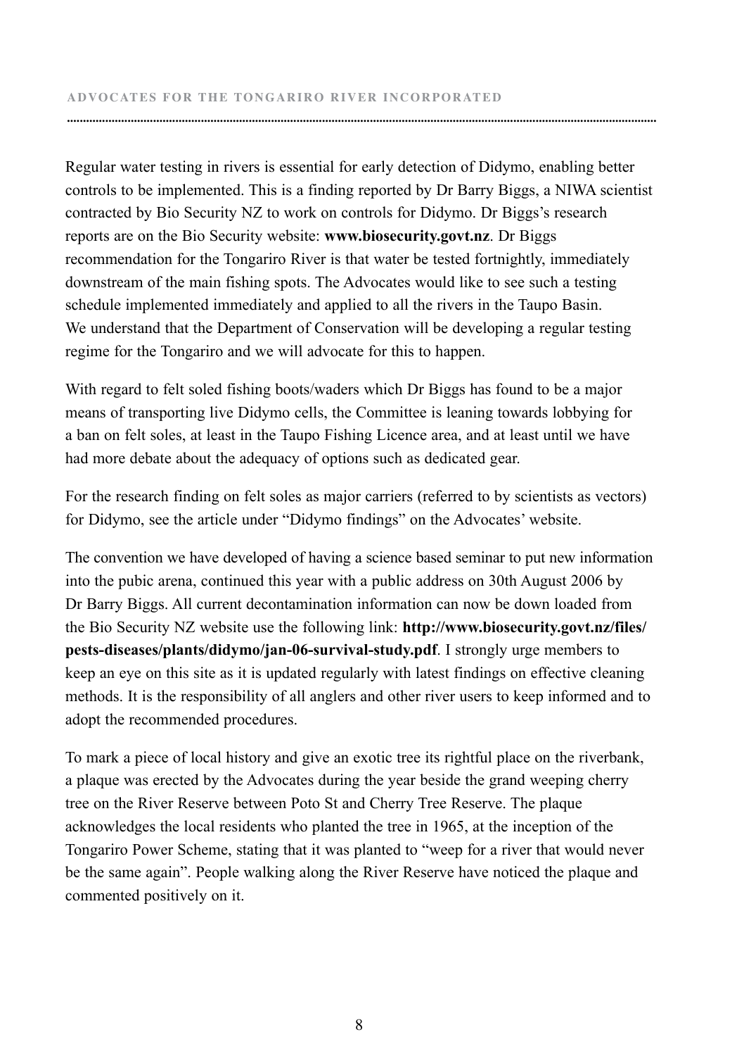Regular water testing in rivers is essential for early detection of Didymo, enabling better controls to be implemented. This is a finding reported by Dr Barry Biggs, a NIWA scientist contracted by Bio Security NZ to work on controls for Didymo. Dr Biggs's research reports are on the Bio Security website: **www.biosecurity.govt.nz**. Dr Biggs recommendation for the Tongariro River is that water be tested fortnightly, immediately downstream of the main fishing spots. The Advocates would like to see such a testing schedule implemented immediately and applied to all the rivers in the Taupo Basin. We understand that the Department of Conservation will be developing a regular testing regime for the Tongariro and we will advocate for this to happen.

With regard to felt soled fishing boots/waders which Dr Biggs has found to be a major means of transporting live Didymo cells, the Committee is leaning towards lobbying for a ban on felt soles, at least in the Taupo Fishing Licence area, and at least until we have had more debate about the adequacy of options such as dedicated gear.

For the research finding on felt soles as major carriers (referred to by scientists as vectors) for Didymo, see the article under "Didymo findings" on the Advocates' website.

The convention we have developed of having a science based seminar to put new information into the pubic arena, continued this year with a public address on 30th August 2006 by Dr Barry Biggs. All current decontamination information can now be down loaded from the Bio Security NZ website use the following link: **http://www.biosecurity.govt.nz/files/pests-diseases/plants/didymo/jan-06-survival-study.pdf**. I strongly urge members to keep an eye on this site as it is updated regularly with latest findings on effective cleaning methods. It is the responsibility of all anglers and other river users to keep informed and to adopt the recommended procedures.

To mark a piece of local history and give an exotic tree its rightful place on the riverbank, a plaque was erected by the Advocates during the year beside the grand weeping cherry tree on the River Reserve between Poto St and Cherry Tree Reserve. The plaque acknowledges the local residents who planted the tree in 1965, at the inception of the Tongariro Power Scheme, stating that it was planted to "weep for a river that would never be the same again". People walking along the River Reserve have noticed the plaque and commented positively on it.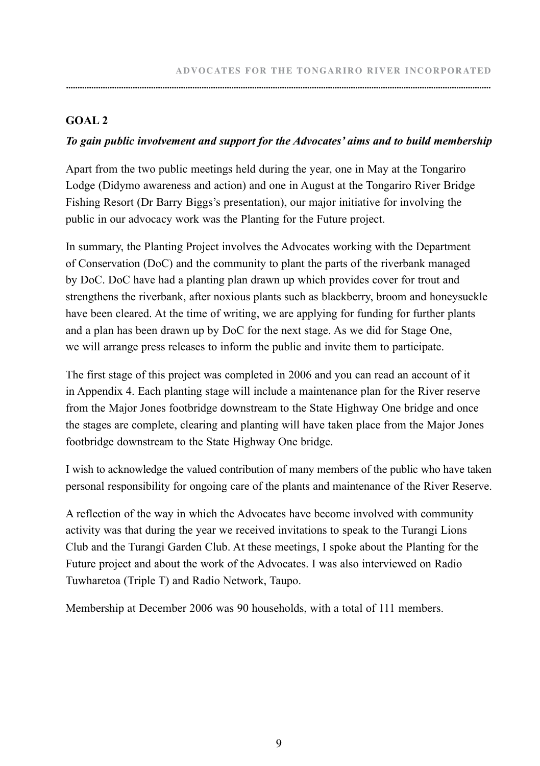## GOAL 2

***To gain public involvement and support for the Advocates' aims and to build membership***

Apart from the two public meetings held during the year, one in May at the Tongariro Lodge (Didymo awareness and action) and one in August at the Tongariro River Bridge Fishing Resort (Dr Barry Biggs's presentation), our major initiative for involving the public in our advocacy work was the Planting for the Future project.

In summary, the Planting Project involves the Advocates working with the Department of Conservation (DoC) and the community to plant the parts of the riverbank managed by DoC. DoC have had a planting plan drawn up which provides cover for trout and strengthens the riverbank, after noxious plants such as blackberry, broom and honeysuckle have been cleared. At the time of writing, we are applying for funding for further plants and a plan has been drawn up by DoC for the next stage. As we did for Stage One, we will arrange press releases to inform the public and invite them to participate.

The first stage of this project was completed in 2006 and you can read an account of it in Appendix 4. Each planting stage will include a maintenance plan for the River reserve from the Major Jones footbridge downstream to the State Highway One bridge and once the stages are complete, clearing and planting will have taken place from the Major Jones footbridge downstream to the State Highway One bridge.

I wish to acknowledge the valued contribution of many members of the public who have taken personal responsibility for ongoing care of the plants and maintenance of the River Reserve.

A reflection of the way in which the Advocates have become involved with community activity was that during the year we received invitations to speak to the Turangi Lions Club and the Turangi Garden Club. At these meetings, I spoke about the Planting for the Future project and about the work of the Advocates. I was also interviewed on Radio Tuwharetoa (Triple T) and Radio Network, Taupo.

Membership at December 2006 was 90 households, with a total of 111 members.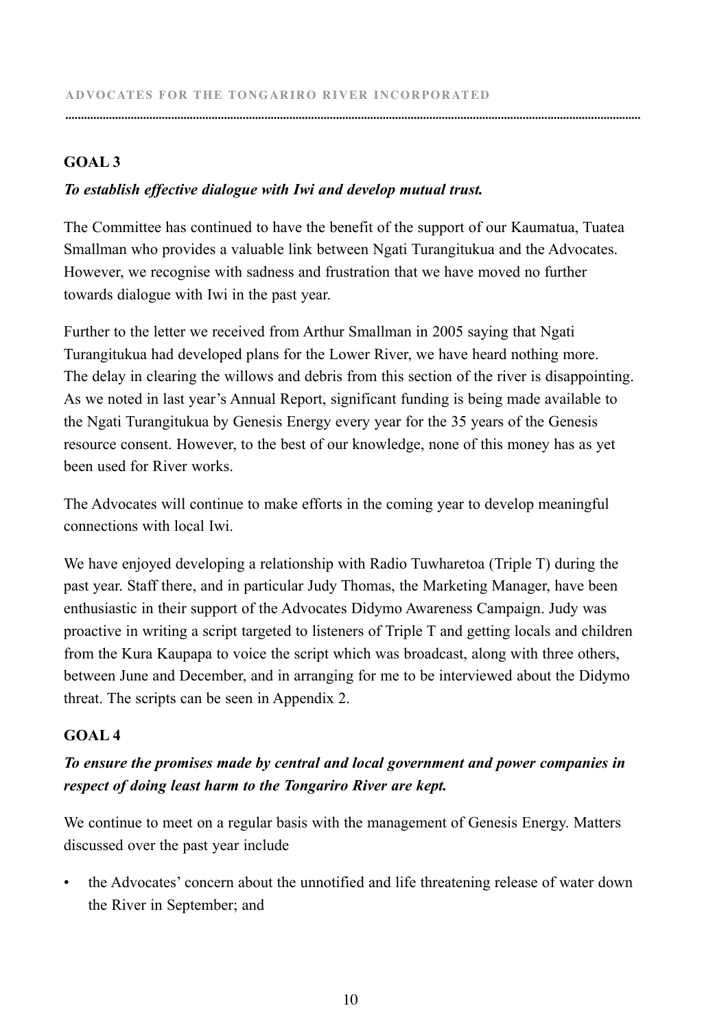## GOAL 3

***To establish effective dialogue with Iwi and develop mutual trust.***

The Committee has continued to have the benefit of the support of our Kaumatua, Tuatea Smallman who provides a valuable link between Ngati Turangitukua and the Advocates. However, we recognise with sadness and frustration that we have moved no further towards dialogue with Iwi in the past year.

Further to the letter we received from Arthur Smallman in 2005 saying that Ngati Turangitukua had developed plans for the Lower River, we have heard nothing more. The delay in clearing the willows and debris from this section of the river is disappointing. As we noted in last year's Annual Report, significant funding is being made available to the Ngati Turangitukua by Genesis Energy every year for the 35 years of the Genesis resource consent. However, to the best of our knowledge, none of this money has as yet been used for River works.

The Advocates will continue to make efforts in the coming year to develop meaningful connections with local Iwi.

We have enjoyed developing a relationship with Radio Tuwharetoa (Triple T) during the past year. Staff there, and in particular Judy Thomas, the Marketing Manager, have been enthusiastic in their support of the Advocates Didymo Awareness Campaign. Judy was proactive in writing a script targeted to listeners of Triple T and getting locals and children from the Kura Kaupapa to voice the script which was broadcast, along with three others, between June and December, and in arranging for me to be interviewed about the Didymo threat. The scripts can be seen in Appendix 2.

## GOAL 4

***To ensure the promises made by central and local government and power companies in respect of doing least harm to the Tongariro River are kept.***

We continue to meet on a regular basis with the management of Genesis Energy. Matters discussed over the past year include

- the Advocates' concern about the unnotified and life threatening release of water down the River in September; and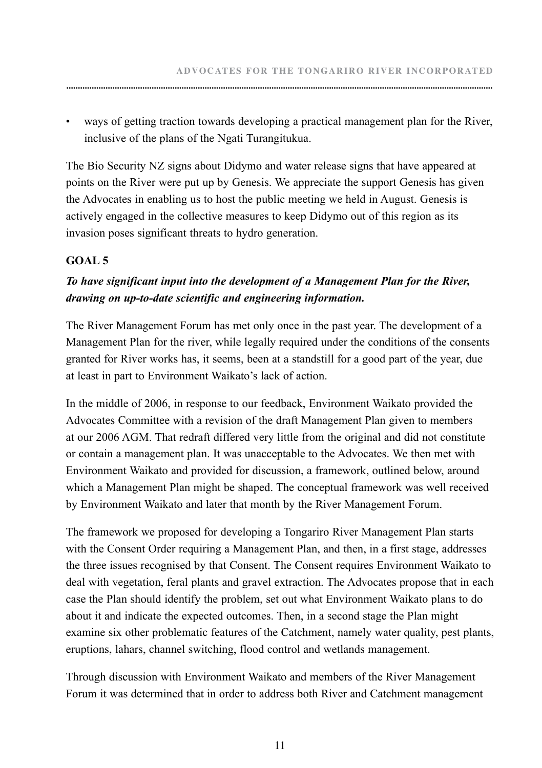- ways of getting traction towards developing a practical management plan for the River, inclusive of the plans of the Ngati Turangitukua.

The Bio Security NZ signs about Didymo and water release signs that have appeared at points on the River were put up by Genesis. We appreciate the support Genesis has given the Advocates in enabling us to host the public meeting we held in August. Genesis is actively engaged in the collective measures to keep Didymo out of this region as its invasion poses significant threats to hydro generation.

**GOAL 5**

***To have significant input into the development of a Management Plan for the River, drawing on up-to-date scientific and engineering information.***

The River Management Forum has met only once in the past year. The development of a Management Plan for the river, while legally required under the conditions of the consents granted for River works has, it seems, been at a standstill for a good part of the year, due at least in part to Environment Waikato's lack of action.

In the middle of 2006, in response to our feedback, Environment Waikato provided the Advocates Committee with a revision of the draft Management Plan given to members at our 2006 AGM. That redraft differed very little from the original and did not constitute or contain a management plan. It was unacceptable to the Advocates. We then met with Environment Waikato and provided for discussion, a framework, outlined below, around which a Management Plan might be shaped. The conceptual framework was well received by Environment Waikato and later that month by the River Management Forum.

The framework we proposed for developing a Tongariro River Management Plan starts with the Consent Order requiring a Management Plan, and then, in a first stage, addresses the three issues recognised by that Consent. The Consent requires Environment Waikato to deal with vegetation, feral plants and gravel extraction. The Advocates propose that in each case the Plan should identify the problem, set out what Environment Waikato plans to do about it and indicate the expected outcomes. Then, in a second stage the Plan might examine six other problematic features of the Catchment, namely water quality, pest plants, eruptions, lahars, channel switching, flood control and wetlands management.

Through discussion with Environment Waikato and members of the River Management Forum it was determined that in order to address both River and Catchment management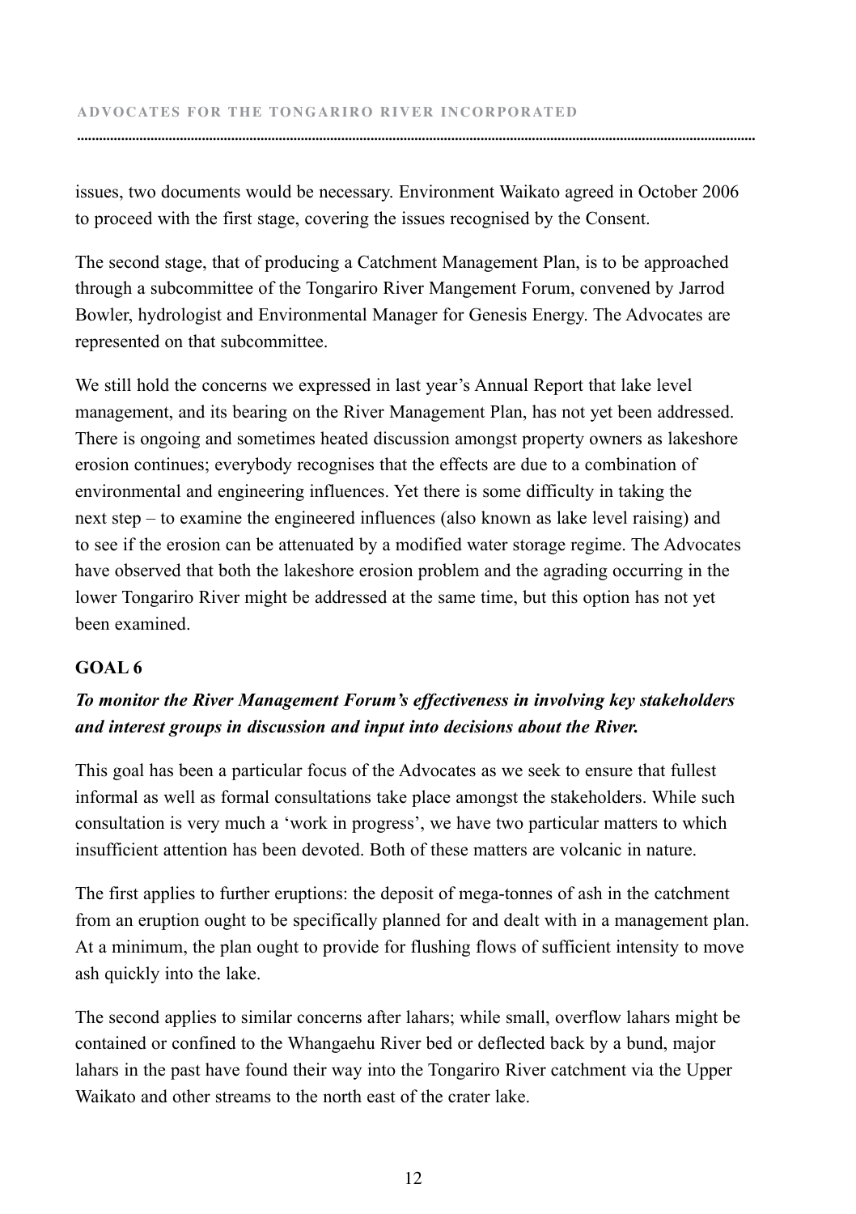issues, two documents would be necessary. Environment Waikato agreed in October 2006 to proceed with the first stage, covering the issues recognised by the Consent.

The second stage, that of producing a Catchment Management Plan, is to be approached through a subcommittee of the Tongariro River Mangement Forum, convened by Jarrod Bowler, hydrologist and Environmental Manager for Genesis Energy. The Advocates are represented on that subcommittee.

We still hold the concerns we expressed in last year's Annual Report that lake level management, and its bearing on the River Management Plan, has not yet been addressed. There is ongoing and sometimes heated discussion amongst property owners as lakeshore erosion continues; everybody recognises that the effects are due to a combination of environmental and engineering influences. Yet there is some difficulty in taking the next step – to examine the engineered influences (also known as lake level raising) and to see if the erosion can be attenuated by a modified water storage regime. The Advocates have observed that both the lakeshore erosion problem and the agrading occurring in the lower Tongariro River might be addressed at the same time, but this option has not yet been examined.

## GOAL 6

***To monitor the River Management Forum's effectiveness in involving key stakeholders and interest groups in discussion and input into decisions about the River.***

This goal has been a particular focus of the Advocates as we seek to ensure that fullest informal as well as formal consultations take place amongst the stakeholders. While such consultation is very much a 'work in progress', we have two particular matters to which insufficient attention has been devoted. Both of these matters are volcanic in nature.

The first applies to further eruptions: the deposit of mega-tonnes of ash in the catchment from an eruption ought to be specifically planned for and dealt with in a management plan. At a minimum, the plan ought to provide for flushing flows of sufficient intensity to move ash quickly into the lake.

The second applies to similar concerns after lahars; while small, overflow lahars might be contained or confined to the Whangaehu River bed or deflected back by a bund, major lahars in the past have found their way into the Tongariro River catchment via the Upper Waikato and other streams to the north east of the crater lake.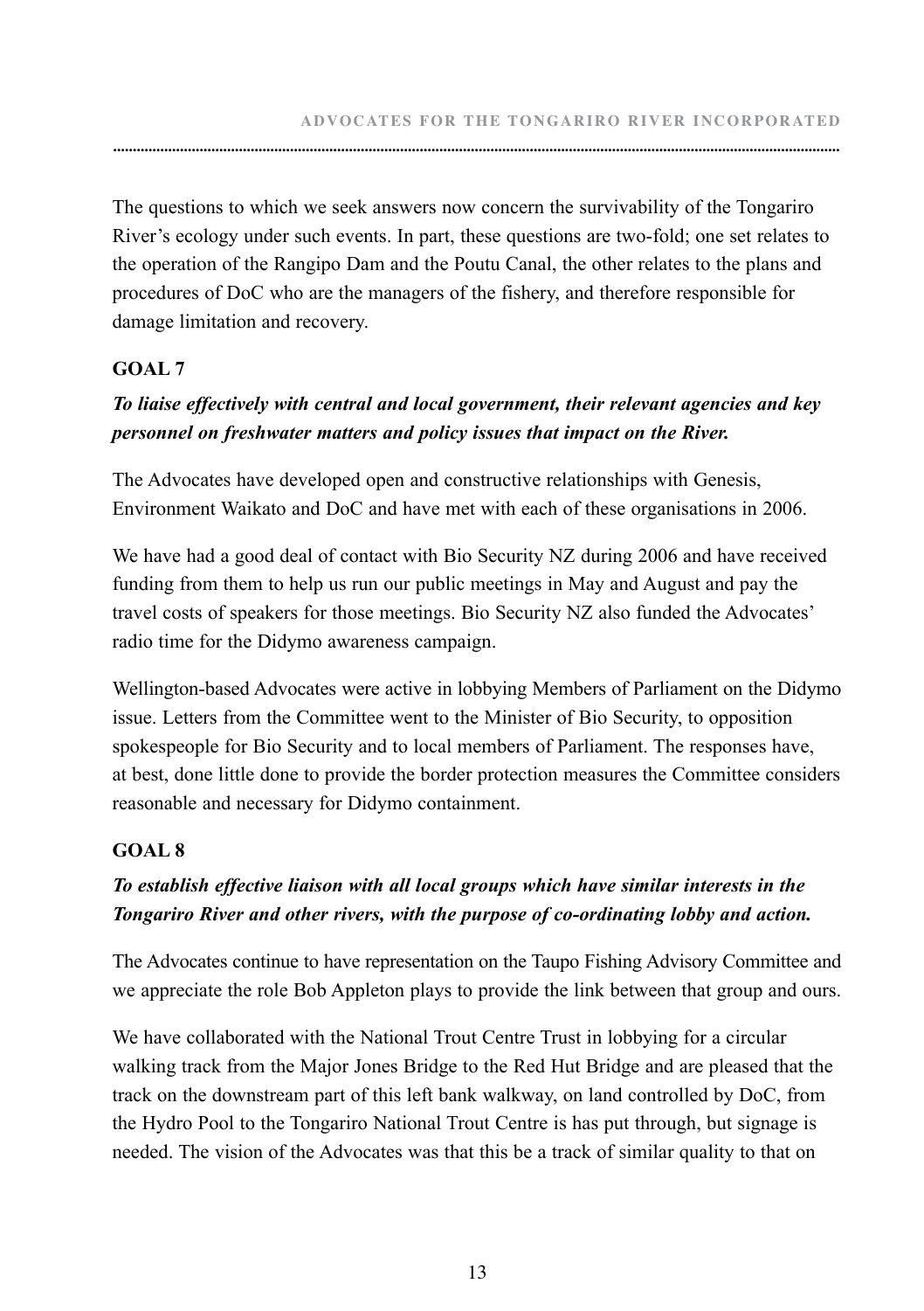The questions to which we seek answers now concern the survivability of the Tongariro River's ecology under such events. In part, these questions are two-fold; one set relates to the operation of the Rangipo Dam and the Poutu Canal, the other relates to the plans and procedures of DoC who are the managers of the fishery, and therefore responsible for damage limitation and recovery.

## GOAL 7

***To liaise effectively with central and local government, their relevant agencies and key personnel on freshwater matters and policy issues that impact on the River.***

The Advocates have developed open and constructive relationships with Genesis, Environment Waikato and DoC and have met with each of these organisations in 2006.

We have had a good deal of contact with Bio Security NZ during 2006 and have received funding from them to help us run our public meetings in May and August and pay the travel costs of speakers for those meetings. Bio Security NZ also funded the Advocates' radio time for the Didymo awareness campaign.

Wellington-based Advocates were active in lobbying Members of Parliament on the Didymo issue. Letters from the Committee went to the Minister of Bio Security, to opposition spokespeople for Bio Security and to local members of Parliament. The responses have, at best, done little done to provide the border protection measures the Committee considers reasonable and necessary for Didymo containment.

## GOAL 8

***To establish effective liaison with all local groups which have similar interests in the Tongariro River and other rivers, with the purpose of co-ordinating lobby and action.***

The Advocates continue to have representation on the Taupo Fishing Advisory Committee and we appreciate the role Bob Appleton plays to provide the link between that group and ours.

We have collaborated with the National Trout Centre Trust in lobbying for a circular walking track from the Major Jones Bridge to the Red Hut Bridge and are pleased that the track on the downstream part of this left bank walkway, on land controlled by DoC, from the Hydro Pool to the Tongariro National Trout Centre is has put through, but signage is needed. The vision of the Advocates was that this be a track of similar quality to that on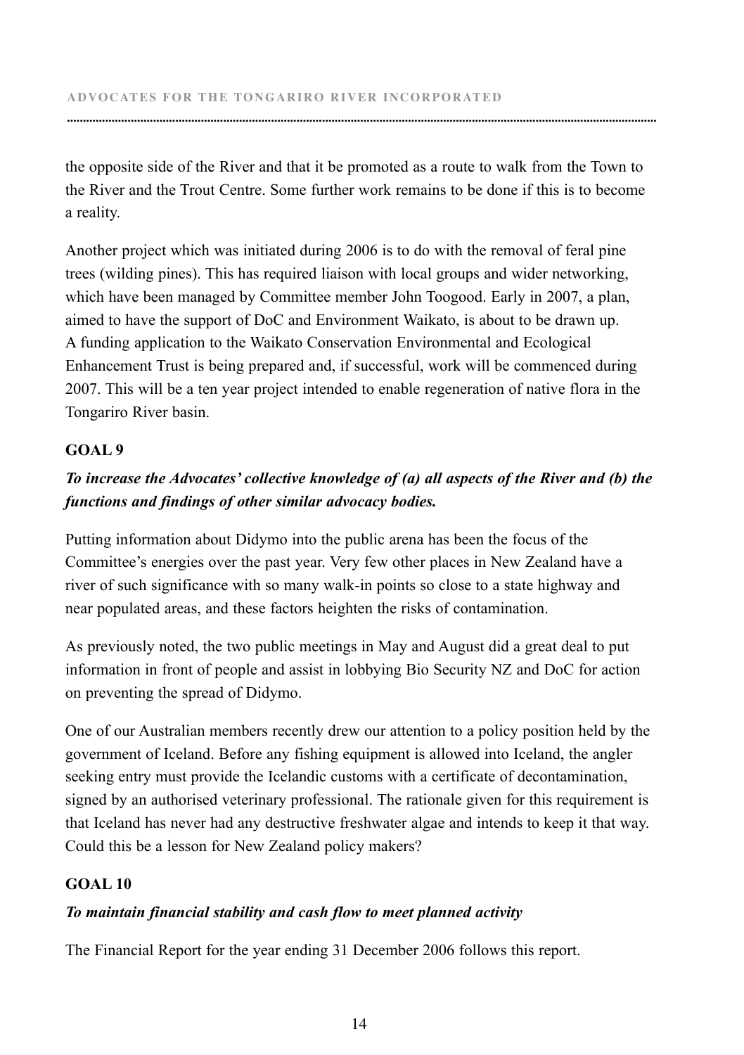the opposite side of the River and that it be promoted as a route to walk from the Town to the River and the Trout Centre. Some further work remains to be done if this is to become a reality.

Another project which was initiated during 2006 is to do with the removal of feral pine trees (wilding pines). This has required liaison with local groups and wider networking, which have been managed by Committee member John Toogood. Early in 2007, a plan, aimed to have the support of DoC and Environment Waikato, is about to be drawn up. A funding application to the Waikato Conservation Environmental and Ecological Enhancement Trust is being prepared and, if successful, work will be commenced during 2007. This will be a ten year project intended to enable regeneration of native flora in the Tongariro River basin.

## GOAL 9

***To increase the Advocates' collective knowledge of (a) all aspects of the River and (b) the functions and findings of other similar advocacy bodies.***

Putting information about Didymo into the public arena has been the focus of the Committee's energies over the past year. Very few other places in New Zealand have a river of such significance with so many walk-in points so close to a state highway and near populated areas, and these factors heighten the risks of contamination.

As previously noted, the two public meetings in May and August did a great deal to put information in front of people and assist in lobbying Bio Security NZ and DoC for action on preventing the spread of Didymo.

One of our Australian members recently drew our attention to a policy position held by the government of Iceland. Before any fishing equipment is allowed into Iceland, the angler seeking entry must provide the Icelandic customs with a certificate of decontamination, signed by an authorised veterinary professional. The rationale given for this requirement is that Iceland has never had any destructive freshwater algae and intends to keep it that way. Could this be a lesson for New Zealand policy makers?

## GOAL 10

***To maintain financial stability and cash flow to meet planned activity***

The Financial Report for the year ending 31 December 2006 follows this report.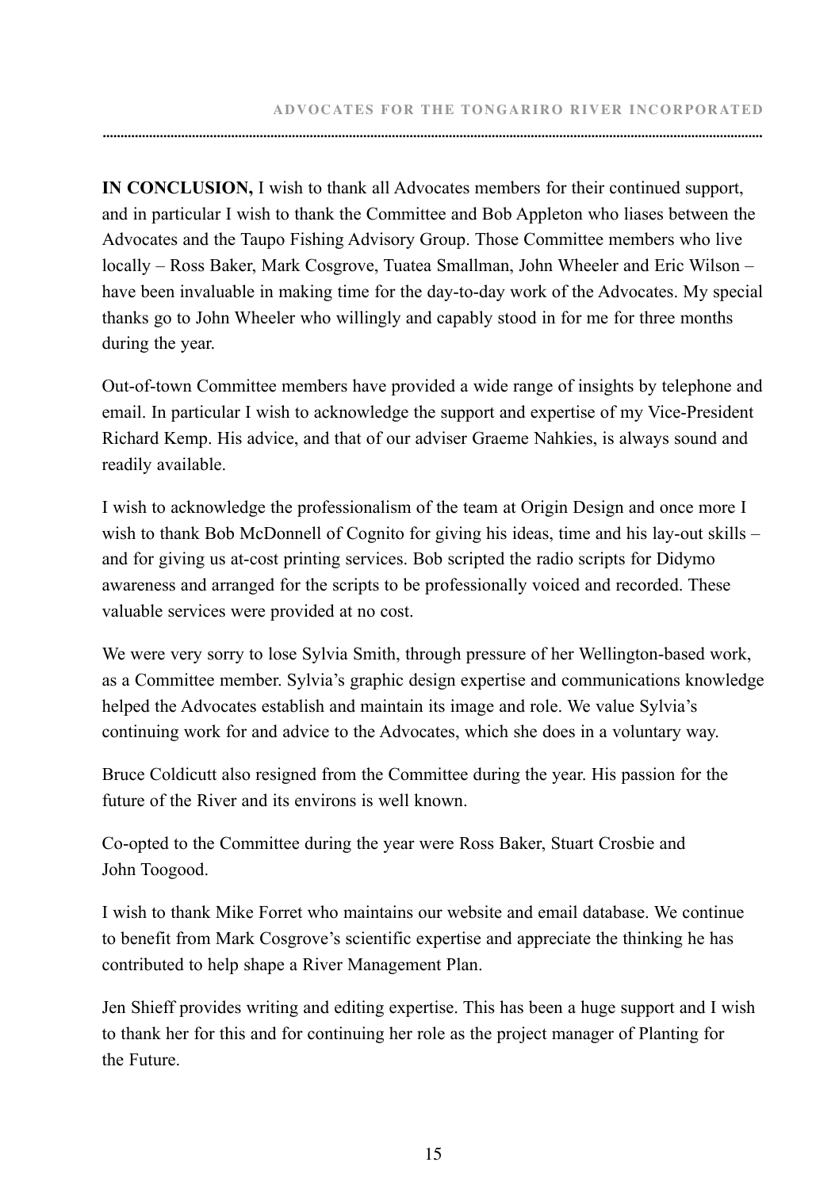**IN CONCLUSION,** I wish to thank all Advocates members for their continued support, and in particular I wish to thank the Committee and Bob Appleton who liases between the Advocates and the Taupo Fishing Advisory Group. Those Committee members who live locally – Ross Baker, Mark Cosgrove, Tuatea Smallman, John Wheeler and Eric Wilson – have been invaluable in making time for the day-to-day work of the Advocates. My special thanks go to John Wheeler who willingly and capably stood in for me for three months during the year.

Out-of-town Committee members have provided a wide range of insights by telephone and email. In particular I wish to acknowledge the support and expertise of my Vice-President Richard Kemp. His advice, and that of our adviser Graeme Nahkies, is always sound and readily available.

I wish to acknowledge the professionalism of the team at Origin Design and once more I wish to thank Bob McDonnell of Cognito for giving his ideas, time and his lay-out skills – and for giving us at-cost printing services. Bob scripted the radio scripts for Didymo awareness and arranged for the scripts to be professionally voiced and recorded. These valuable services were provided at no cost.

We were very sorry to lose Sylvia Smith, through pressure of her Wellington-based work, as a Committee member. Sylvia's graphic design expertise and communications knowledge helped the Advocates establish and maintain its image and role. We value Sylvia's continuing work for and advice to the Advocates, which she does in a voluntary way.

Bruce Coldicutt also resigned from the Committee during the year. His passion for the future of the River and its environs is well known.

Co-opted to the Committee during the year were Ross Baker, Stuart Crosbie and John Toogood.

I wish to thank Mike Forret who maintains our website and email database. We continue to benefit from Mark Cosgrove's scientific expertise and appreciate the thinking he has contributed to help shape a River Management Plan.

Jen Shieff provides writing and editing expertise. This has been a huge support and I wish to thank her for this and for continuing her role as the project manager of Planting for the Future.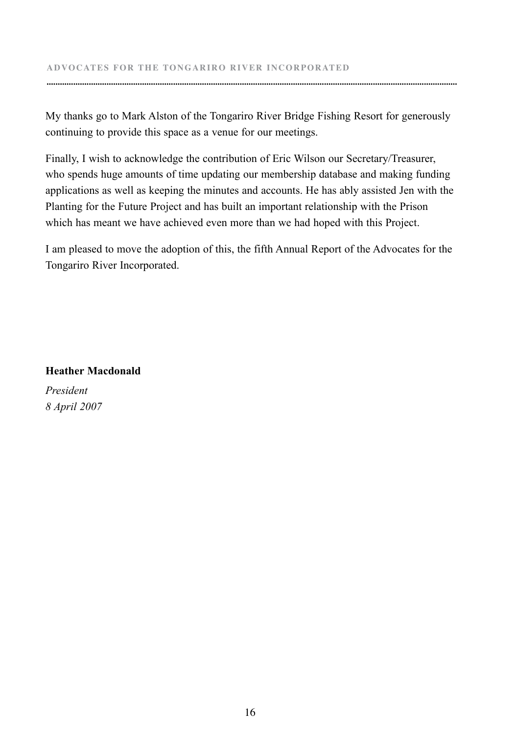My thanks go to Mark Alston of the Tongariro River Bridge Fishing Resort for generously continuing to provide this space as a venue for our meetings.

Finally, I wish to acknowledge the contribution of Eric Wilson our Secretary/Treasurer, who spends huge amounts of time updating our membership database and making funding applications as well as keeping the minutes and accounts. He has ably assisted Jen with the Planting for the Future Project and has built an important relationship with the Prison which has meant we have achieved even more than we had hoped with this Project.

I am pleased to move the adoption of this, the fifth Annual Report of the Advocates for the Tongariro River Incorporated.

**Heather Macdonald**

*President*
*8 April 2007*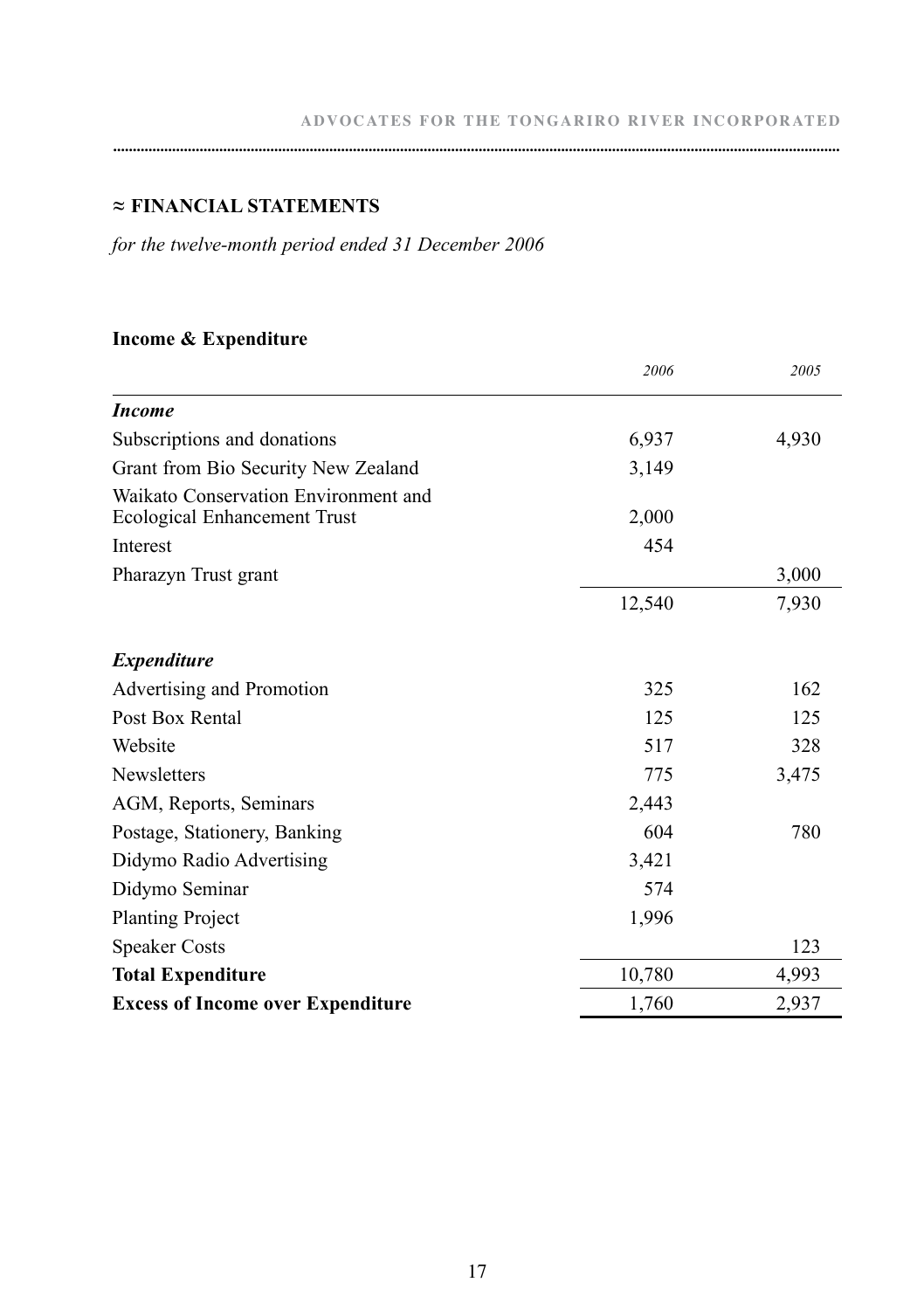## ≈ FINANCIAL STATEMENTS

*for the twelve-month period ended 31 December 2006*

### Income & Expenditure

| | *2006* | *2005* |
|---|---|---|
| ***Income*** | | |
| Subscriptions and donations | 6,937 | 4,930 |
| Grant from Bio Security New Zealand | 3,149 | |
| Waikato Conservation Environment and Ecological Enhancement Trust | 2,000 | |
| Interest | 454 | |
| Pharazyn Trust grant | | 3,000 |
| | 12,540 | 7,930 |
| ***Expenditure*** | | |
| Advertising and Promotion | 325 | 162 |
| Post Box Rental | 125 | 125 |
| Website | 517 | 328 |
| Newsletters | 775 | 3,475 |
| AGM, Reports, Seminars | 2,443 | |
| Postage, Stationery, Banking | 604 | 780 |
| Didymo Radio Advertising | 3,421 | |
| Didymo Seminar | 574 | |
| Planting Project | 1,996 | |
| Speaker Costs | | 123 |
| **Total Expenditure** | 10,780 | 4,993 |
| **Excess of Income over Expenditure** | 1,760 | 2,937 |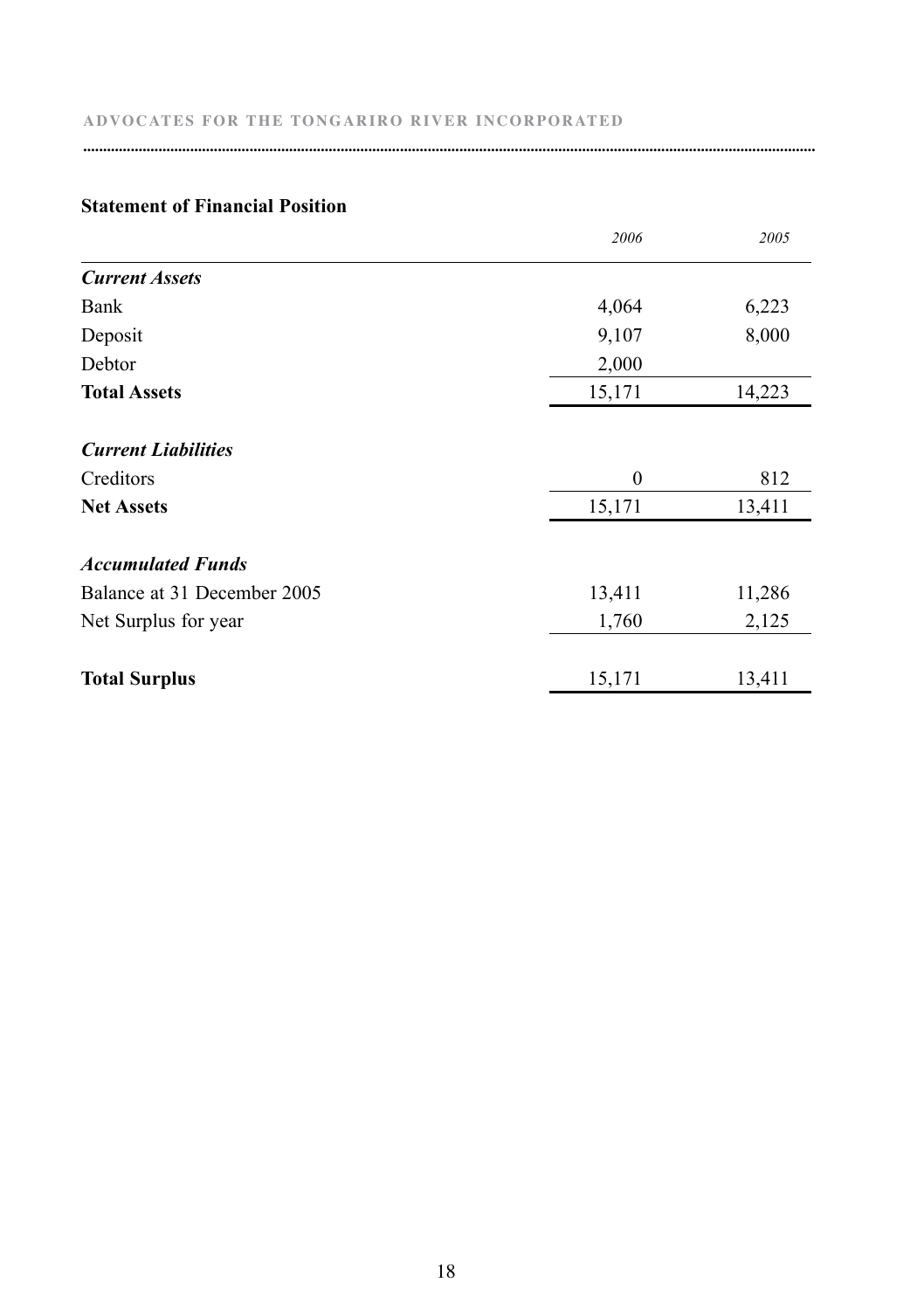## Statement of Financial Position

| | 2006 | 2005 |
|---|---|---|
| ***Current Assets*** | | |
| Bank | 4,064 | 6,223 |
| Deposit | 9,107 | 8,000 |
| Debtor | 2,000 | |
| **Total Assets** | 15,171 | 14,223 |
| ***Current Liabilities*** | | |
| Creditors | 0 | 812 |
| **Net Assets** | 15,171 | 13,411 |
| ***Accumulated Funds*** | | |
| Balance at 31 December 2005 | 13,411 | 11,286 |
| Net Surplus for year | 1,760 | 2,125 |
| **Total Surplus** | 15,171 | 13,411 |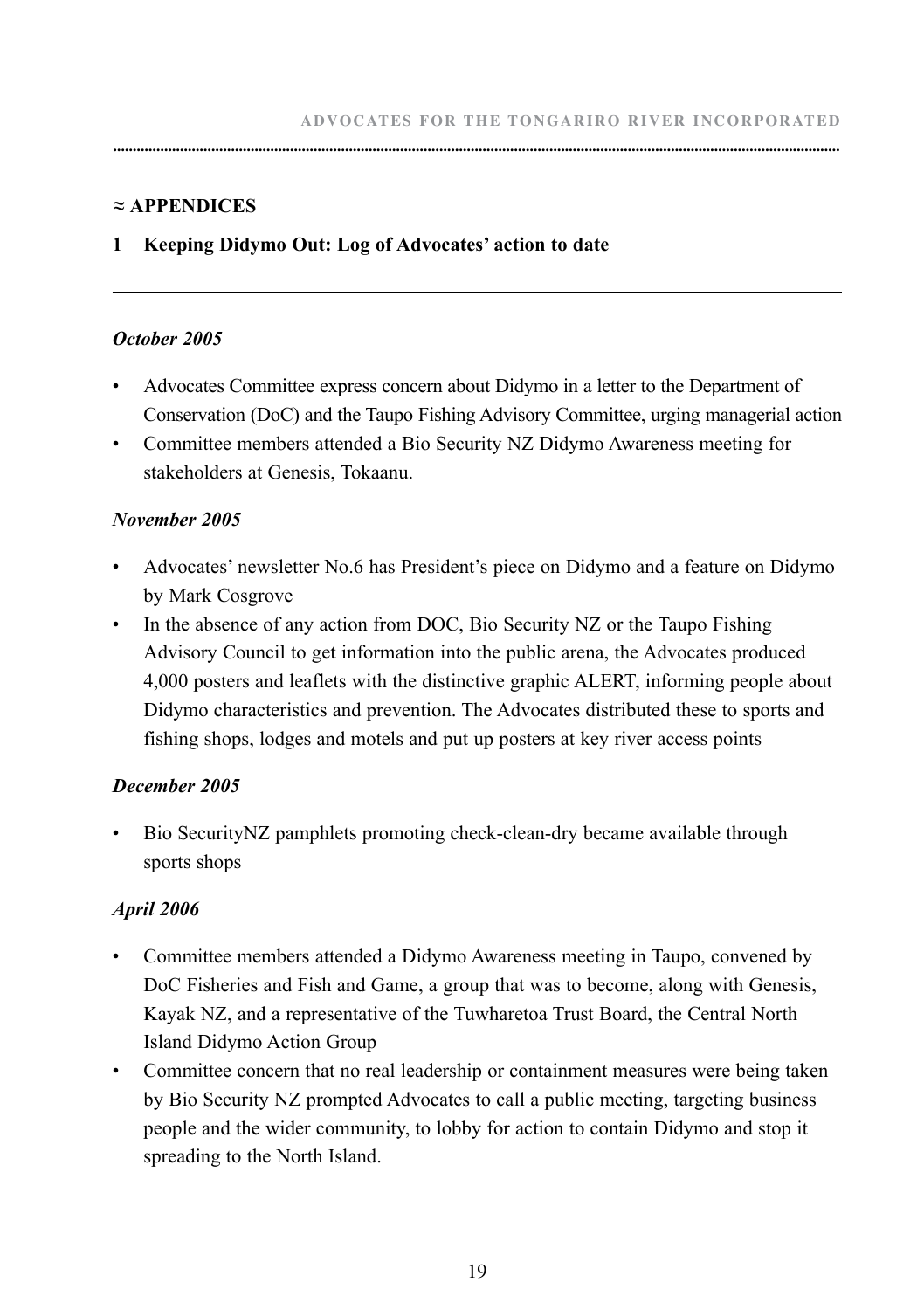## ≈ APPENDICES

### 1 Keeping Didymo Out: Log of Advocates' action to date

---

***October 2005***

- Advocates Committee express concern about Didymo in a letter to the Department of Conservation (DoC) and the Taupo Fishing Advisory Committee, urging managerial action
- Committee members attended a Bio Security NZ Didymo Awareness meeting for stakeholders at Genesis, Tokaanu.

***November 2005***

- Advocates' newsletter No.6 has President's piece on Didymo and a feature on Didymo by Mark Cosgrove
- In the absence of any action from DOC, Bio Security NZ or the Taupo Fishing Advisory Council to get information into the public arena, the Advocates produced 4,000 posters and leaflets with the distinctive graphic ALERT, informing people about Didymo characteristics and prevention. The Advocates distributed these to sports and fishing shops, lodges and motels and put up posters at key river access points

***December 2005***

- Bio SecurityNZ pamphlets promoting check-clean-dry became available through sports shops

***April 2006***

- Committee members attended a Didymo Awareness meeting in Taupo, convened by DoC Fisheries and Fish and Game, a group that was to become, along with Genesis, Kayak NZ, and a representative of the Tuwharetoa Trust Board, the Central North Island Didymo Action Group
- Committee concern that no real leadership or containment measures were being taken by Bio Security NZ prompted Advocates to call a public meeting, targeting business people and the wider community, to lobby for action to contain Didymo and stop it spreading to the North Island.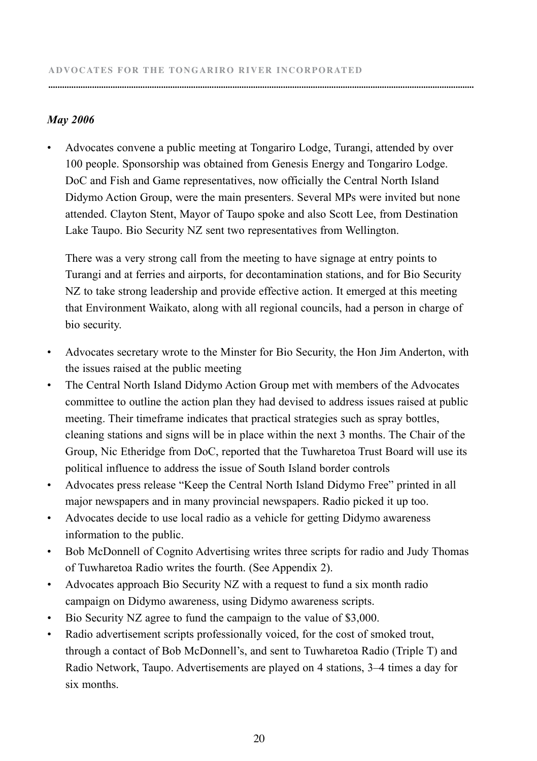*May 2006*

- Advocates convene a public meeting at Tongariro Lodge, Turangi, attended by over 100 people. Sponsorship was obtained from Genesis Energy and Tongariro Lodge. DoC and Fish and Game representatives, now officially the Central North Island Didymo Action Group, were the main presenters. Several MPs were invited but none attended. Clayton Stent, Mayor of Taupo spoke and also Scott Lee, from Destination Lake Taupo. Bio Security NZ sent two representatives from Wellington.

  There was a very strong call from the meeting to have signage at entry points to Turangi and at ferries and airports, for decontamination stations, and for Bio Security NZ to take strong leadership and provide effective action. It emerged at this meeting that Environment Waikato, along with all regional councils, had a person in charge of bio security.

- Advocates secretary wrote to the Minster for Bio Security, the Hon Jim Anderton, with the issues raised at the public meeting
- The Central North Island Didymo Action Group met with members of the Advocates committee to outline the action plan they had devised to address issues raised at public meeting. Their timeframe indicates that practical strategies such as spray bottles, cleaning stations and signs will be in place within the next 3 months. The Chair of the Group, Nic Etheridge from DoC, reported that the Tuwharetoa Trust Board will use its political influence to address the issue of South Island border controls
- Advocates press release "Keep the Central North Island Didymo Free" printed in all major newspapers and in many provincial newspapers. Radio picked it up too.
- Advocates decide to use local radio as a vehicle for getting Didymo awareness information to the public.
- Bob McDonnell of Cognito Advertising writes three scripts for radio and Judy Thomas of Tuwharetoa Radio writes the fourth. (See Appendix 2).
- Advocates approach Bio Security NZ with a request to fund a six month radio campaign on Didymo awareness, using Didymo awareness scripts.
- Bio Security NZ agree to fund the campaign to the value of $3,000.
- Radio advertisement scripts professionally voiced, for the cost of smoked trout, through a contact of Bob McDonnell's, and sent to Tuwharetoa Radio (Triple T) and Radio Network, Taupo. Advertisements are played on 4 stations, 3–4 times a day for six months.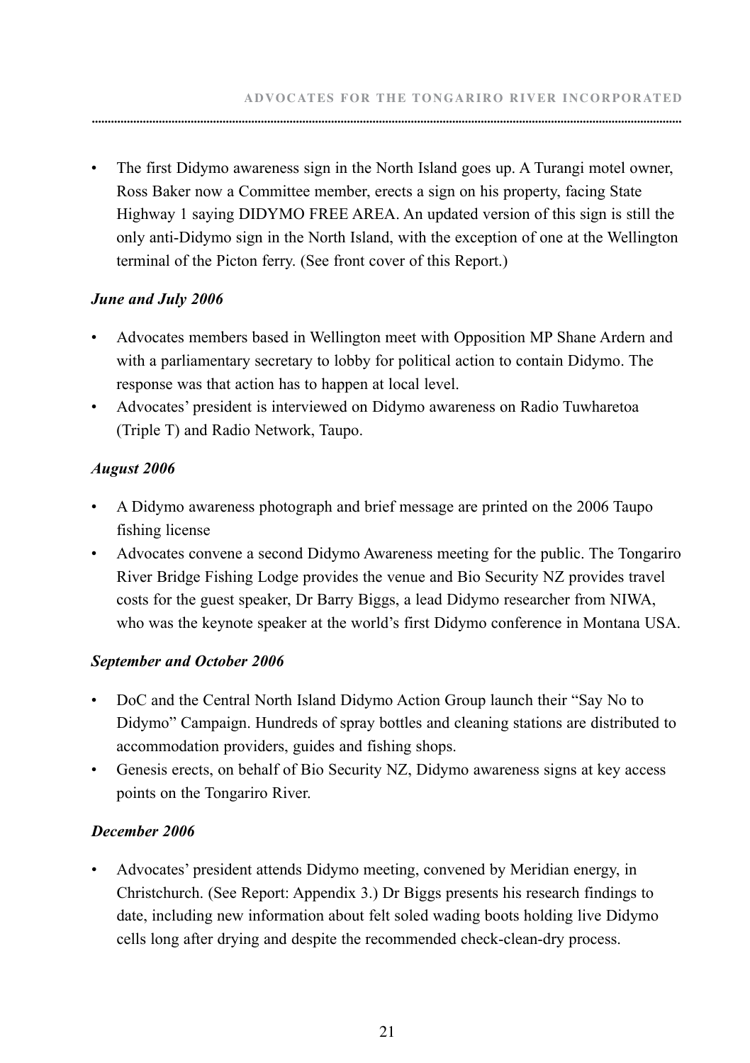- The first Didymo awareness sign in the North Island goes up. A Turangi motel owner, Ross Baker now a Committee member, erects a sign on his property, facing State Highway 1 saying DIDYMO FREE AREA. An updated version of this sign is still the only anti-Didymo sign in the North Island, with the exception of one at the Wellington terminal of the Picton ferry. (See front cover of this Report.)

### *June and July 2006*

- Advocates members based in Wellington meet with Opposition MP Shane Ardern and with a parliamentary secretary to lobby for political action to contain Didymo. The response was that action has to happen at local level.
- Advocates' president is interviewed on Didymo awareness on Radio Tuwharetoa (Triple T) and Radio Network, Taupo.

### *August 2006*

- A Didymo awareness photograph and brief message are printed on the 2006 Taupo fishing license
- Advocates convene a second Didymo Awareness meeting for the public. The Tongariro River Bridge Fishing Lodge provides the venue and Bio Security NZ provides travel costs for the guest speaker, Dr Barry Biggs, a lead Didymo researcher from NIWA, who was the keynote speaker at the world's first Didymo conference in Montana USA.

### *September and October 2006*

- DoC and the Central North Island Didymo Action Group launch their "Say No to Didymo" Campaign. Hundreds of spray bottles and cleaning stations are distributed to accommodation providers, guides and fishing shops.
- Genesis erects, on behalf of Bio Security NZ, Didymo awareness signs at key access points on the Tongariro River.

### *December 2006*

- Advocates' president attends Didymo meeting, convened by Meridian energy, in Christchurch. (See Report: Appendix 3.) Dr Biggs presents his research findings to date, including new information about felt soled wading boots holding live Didymo cells long after drying and despite the recommended check-clean-dry process.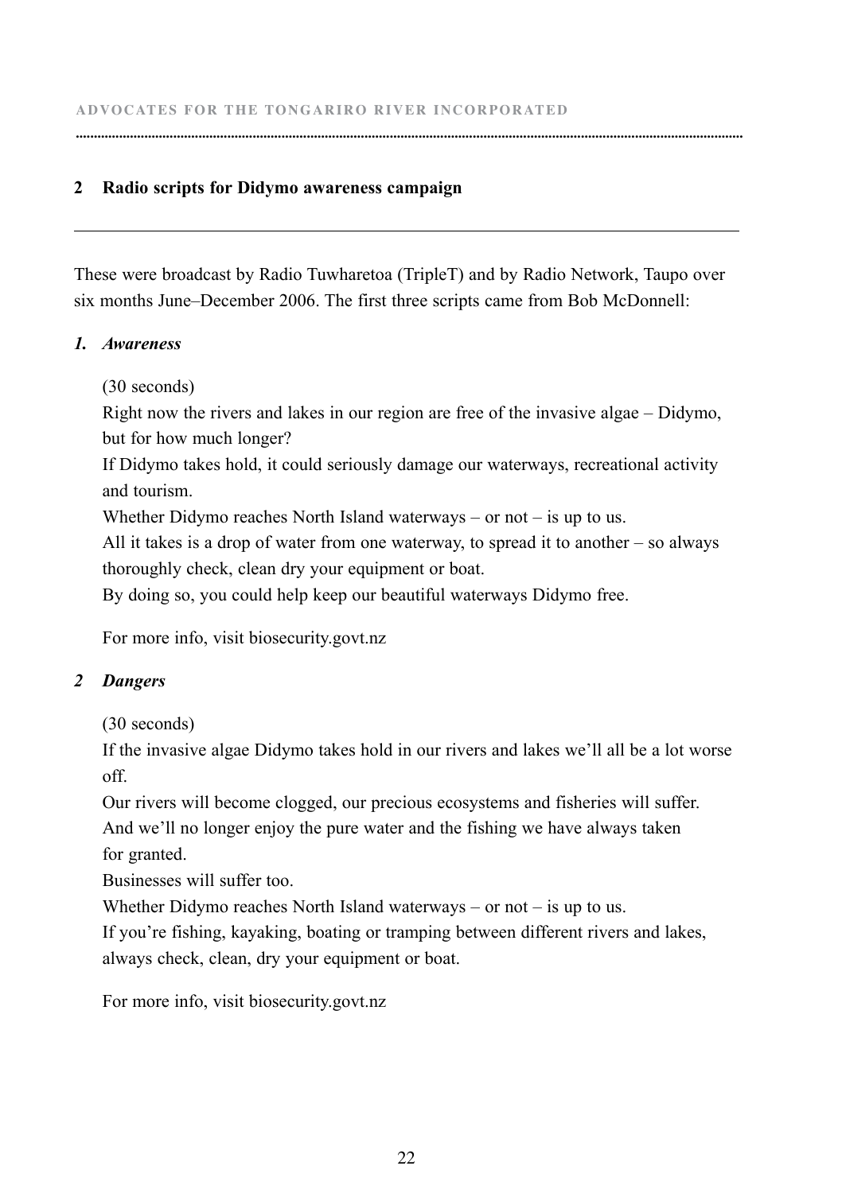## 2 Radio scripts for Didymo awareness campaign

These were broadcast by Radio Tuwharetoa (TripleT) and by Radio Network, Taupo over six months June–December 2006. The first three scripts came from Bob McDonnell:

### *1. Awareness*

(30 seconds)

Right now the rivers and lakes in our region are free of the invasive algae – Didymo, but for how much longer?

If Didymo takes hold, it could seriously damage our waterways, recreational activity and tourism.

Whether Didymo reaches North Island waterways – or not – is up to us.

All it takes is a drop of water from one waterway, to spread it to another – so always thoroughly check, clean dry your equipment or boat.

By doing so, you could help keep our beautiful waterways Didymo free.

For more info, visit biosecurity.govt.nz

### *2 Dangers*

(30 seconds)

If the invasive algae Didymo takes hold in our rivers and lakes we'll all be a lot worse off.

Our rivers will become clogged, our precious ecosystems and fisheries will suffer.

And we'll no longer enjoy the pure water and the fishing we have always taken for granted.

Businesses will suffer too.

Whether Didymo reaches North Island waterways – or not – is up to us.

If you're fishing, kayaking, boating or tramping between different rivers and lakes, always check, clean, dry your equipment or boat.

For more info, visit biosecurity.govt.nz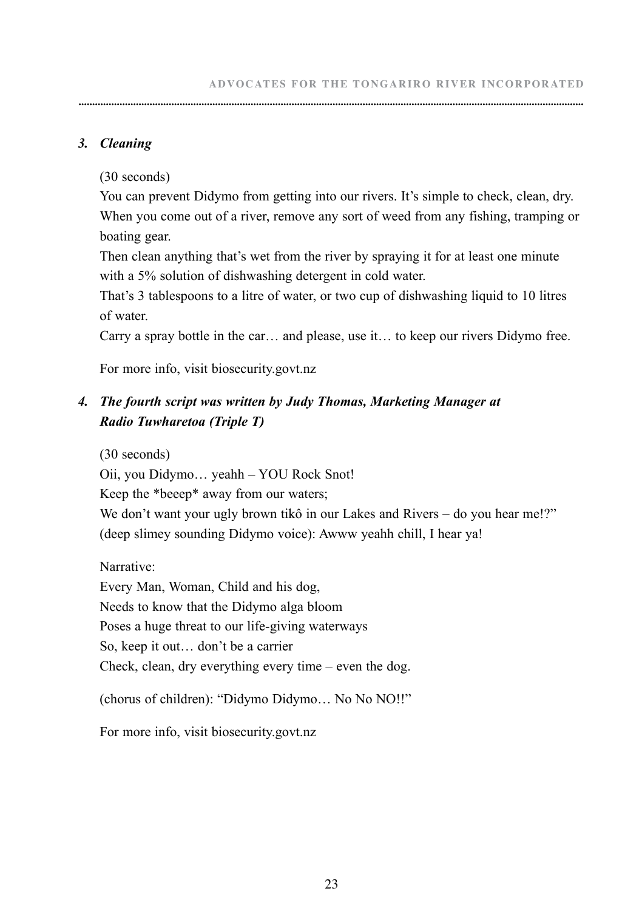### *3. Cleaning*

(30 seconds)

You can prevent Didymo from getting into our rivers. It's simple to check, clean, dry.
When you come out of a river, remove any sort of weed from any fishing, tramping or boating gear.
Then clean anything that's wet from the river by spraying it for at least one minute with a 5% solution of dishwashing detergent in cold water.
That's 3 tablespoons to a litre of water, or two cup of dishwashing liquid to 10 litres of water.
Carry a spray bottle in the car… and please, use it… to keep our rivers Didymo free.

For more info, visit biosecurity.govt.nz

### *4. The fourth script was written by Judy Thomas, Marketing Manager at Radio Tuwharetoa (Triple T)*

(30 seconds)
Oii, you Didymo… yeahh – YOU Rock Snot!
Keep the *beeep* away from our waters;
We don't want your ugly brown tikô in our Lakes and Rivers – do you hear me!?"
(deep slimey sounding Didymo voice): Awww yeahh chill, I hear ya!

Narrative:
Every Man, Woman, Child and his dog,
Needs to know that the Didymo alga bloom
Poses a huge threat to our life-giving waterways
So, keep it out… don't be a carrier
Check, clean, dry everything every time – even the dog.

(chorus of children): "Didymo Didymo… No No NO!!"

For more info, visit biosecurity.govt.nz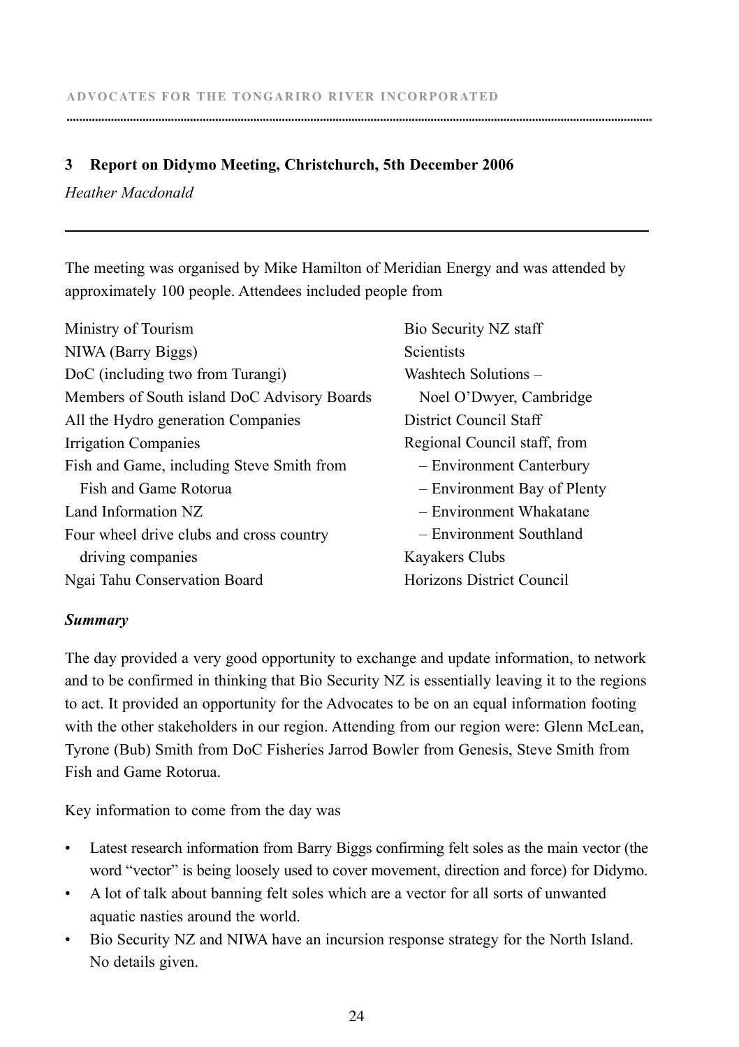## 3 Report on Didymo Meeting, Christchurch, 5th December 2006

*Heather Macdonald*

The meeting was organised by Mike Hamilton of Meridian Energy and was attended by approximately 100 people. Attendees included people from

- Ministry of Tourism
- NIWA (Barry Biggs)
- DoC (including two from Turangi)
- Members of South island DoC Advisory Boards
- All the Hydro generation Companies
- Irrigation Companies
- Fish and Game, including Steve Smith from Fish and Game Rotorua
- Land Information NZ
- Four wheel drive clubs and cross country driving companies
- Ngai Tahu Conservation Board
- Bio Security NZ staff
- Scientists
- Washtech Solutions – Noel O'Dwyer, Cambridge
- District Council Staff
- Regional Council staff, from
  - – Environment Canterbury
  - – Environment Bay of Plenty
  - – Environment Whakatane
  - – Environment Southland
- Kayakers Clubs
- Horizons District Council

***Summary***

The day provided a very good opportunity to exchange and update information, to network and to be confirmed in thinking that Bio Security NZ is essentially leaving it to the regions to act. It provided an opportunity for the Advocates to be on an equal information footing with the other stakeholders in our region. Attending from our region were: Glenn McLean, Tyrone (Bub) Smith from DoC Fisheries Jarrod Bowler from Genesis, Steve Smith from Fish and Game Rotorua.

Key information to come from the day was

- Latest research information from Barry Biggs confirming felt soles as the main vector (the word "vector" is being loosely used to cover movement, direction and force) for Didymo.
- A lot of talk about banning felt soles which are a vector for all sorts of unwanted aquatic nasties around the world.
- Bio Security NZ and NIWA have an incursion response strategy for the North Island. No details given.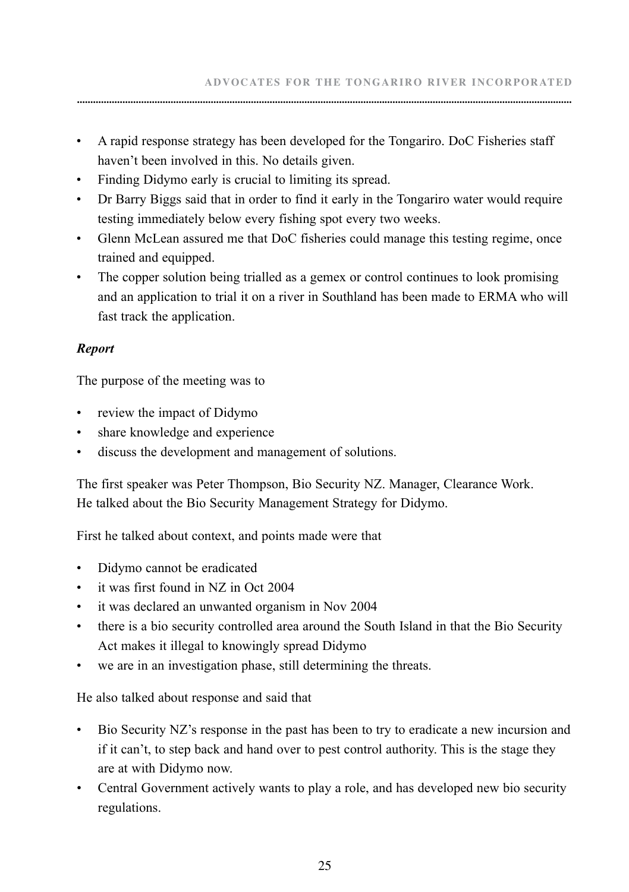- A rapid response strategy has been developed for the Tongariro. DoC Fisheries staff haven't been involved in this. No details given.
- Finding Didymo early is crucial to limiting its spread.
- Dr Barry Biggs said that in order to find it early in the Tongariro water would require testing immediately below every fishing spot every two weeks.
- Glenn McLean assured me that DoC fisheries could manage this testing regime, once trained and equipped.
- The copper solution being trialled as a gemex or control continues to look promising and an application to trial it on a river in Southland has been made to ERMA who will fast track the application.

***Report***

The purpose of the meeting was to

- review the impact of Didymo
- share knowledge and experience
- discuss the development and management of solutions.

The first speaker was Peter Thompson, Bio Security NZ. Manager, Clearance Work. He talked about the Bio Security Management Strategy for Didymo.

First he talked about context, and points made were that

- Didymo cannot be eradicated
- it was first found in NZ in Oct 2004
- it was declared an unwanted organism in Nov 2004
- there is a bio security controlled area around the South Island in that the Bio Security Act makes it illegal to knowingly spread Didymo
- we are in an investigation phase, still determining the threats.

He also talked about response and said that

- Bio Security NZ's response in the past has been to try to eradicate a new incursion and if it can't, to step back and hand over to pest control authority. This is the stage they are at with Didymo now.
- Central Government actively wants to play a role, and has developed new bio security regulations.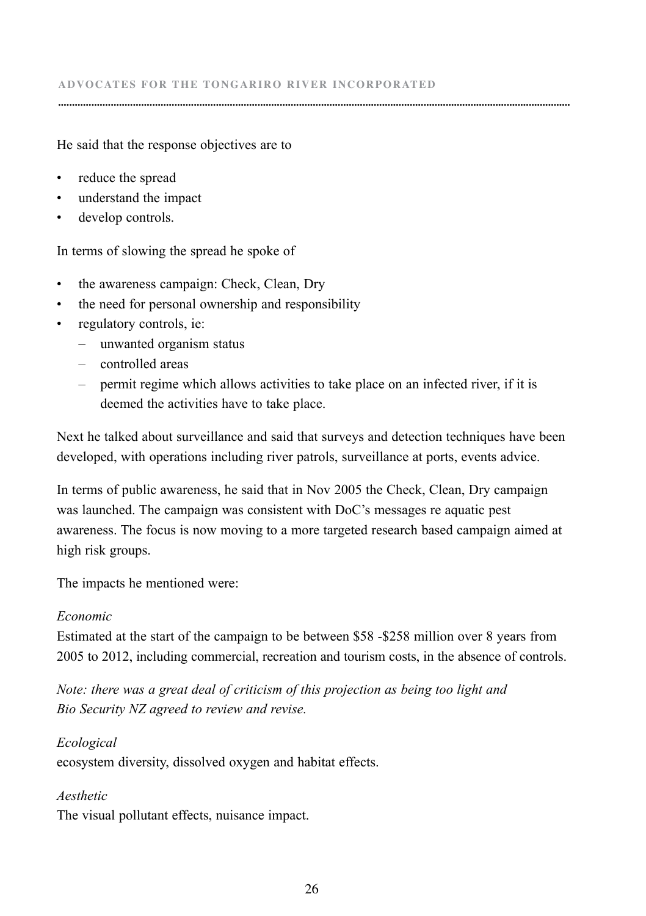He said that the response objectives are to

- reduce the spread
- understand the impact
- develop controls.

In terms of slowing the spread he spoke of

- the awareness campaign: Check, Clean, Dry
- the need for personal ownership and responsibility
- regulatory controls, ie:
  - unwanted organism status
  - controlled areas
  - permit regime which allows activities to take place on an infected river, if it is deemed the activities have to take place.

Next he talked about surveillance and said that surveys and detection techniques have been developed, with operations including river patrols, surveillance at ports, events advice.

In terms of public awareness, he said that in Nov 2005 the Check, Clean, Dry campaign was launched. The campaign was consistent with DoC's messages re aquatic pest awareness. The focus is now moving to a more targeted research based campaign aimed at high risk groups.

The impacts he mentioned were:

*Economic*
Estimated at the start of the campaign to be between $58 -$258 million over 8 years from 2005 to 2012, including commercial, recreation and tourism costs, in the absence of controls.

*Note: there was a great deal of criticism of this projection as being too light and Bio Security NZ agreed to review and revise.*

*Ecological*
ecosystem diversity, dissolved oxygen and habitat effects.

*Aesthetic*
The visual pollutant effects, nuisance impact.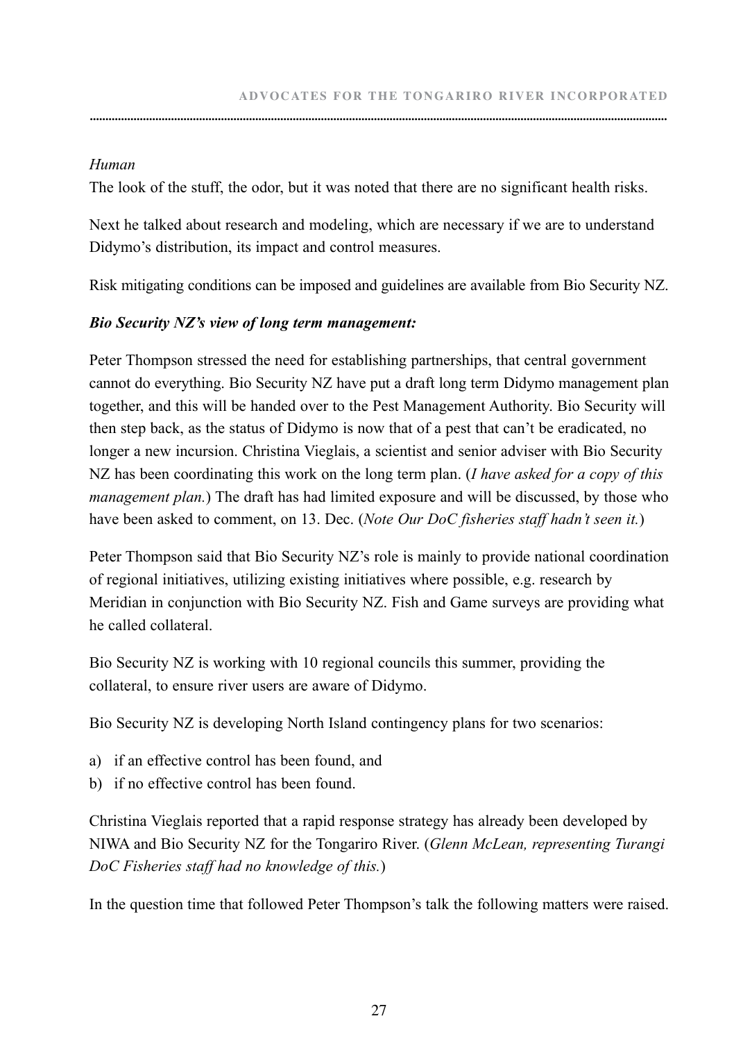*Human*

The look of the stuff, the odor, but it was noted that there are no significant health risks.

Next he talked about research and modeling, which are necessary if we are to understand Didymo's distribution, its impact and control measures.

Risk mitigating conditions can be imposed and guidelines are available from Bio Security NZ.

***Bio Security NZ's view of long term management:***

Peter Thompson stressed the need for establishing partnerships, that central government cannot do everything. Bio Security NZ have put a draft long term Didymo management plan together, and this will be handed over to the Pest Management Authority. Bio Security will then step back, as the status of Didymo is now that of a pest that can't be eradicated, no longer a new incursion. Christina Vieglais, a scientist and senior adviser with Bio Security NZ has been coordinating this work on the long term plan. (*I have asked for a copy of this management plan.*) The draft has had limited exposure and will be discussed, by those who have been asked to comment, on 13. Dec. (*Note Our DoC fisheries staff hadn't seen it.*)

Peter Thompson said that Bio Security NZ's role is mainly to provide national coordination of regional initiatives, utilizing existing initiatives where possible, e.g. research by Meridian in conjunction with Bio Security NZ. Fish and Game surveys are providing what he called collateral.

Bio Security NZ is working with 10 regional councils this summer, providing the collateral, to ensure river users are aware of Didymo.

Bio Security NZ is developing North Island contingency plans for two scenarios:

a) if an effective control has been found, and
b) if no effective control has been found.

Christina Vieglais reported that a rapid response strategy has already been developed by NIWA and Bio Security NZ for the Tongariro River. (*Glenn McLean, representing Turangi DoC Fisheries staff had no knowledge of this.*)

In the question time that followed Peter Thompson's talk the following matters were raised.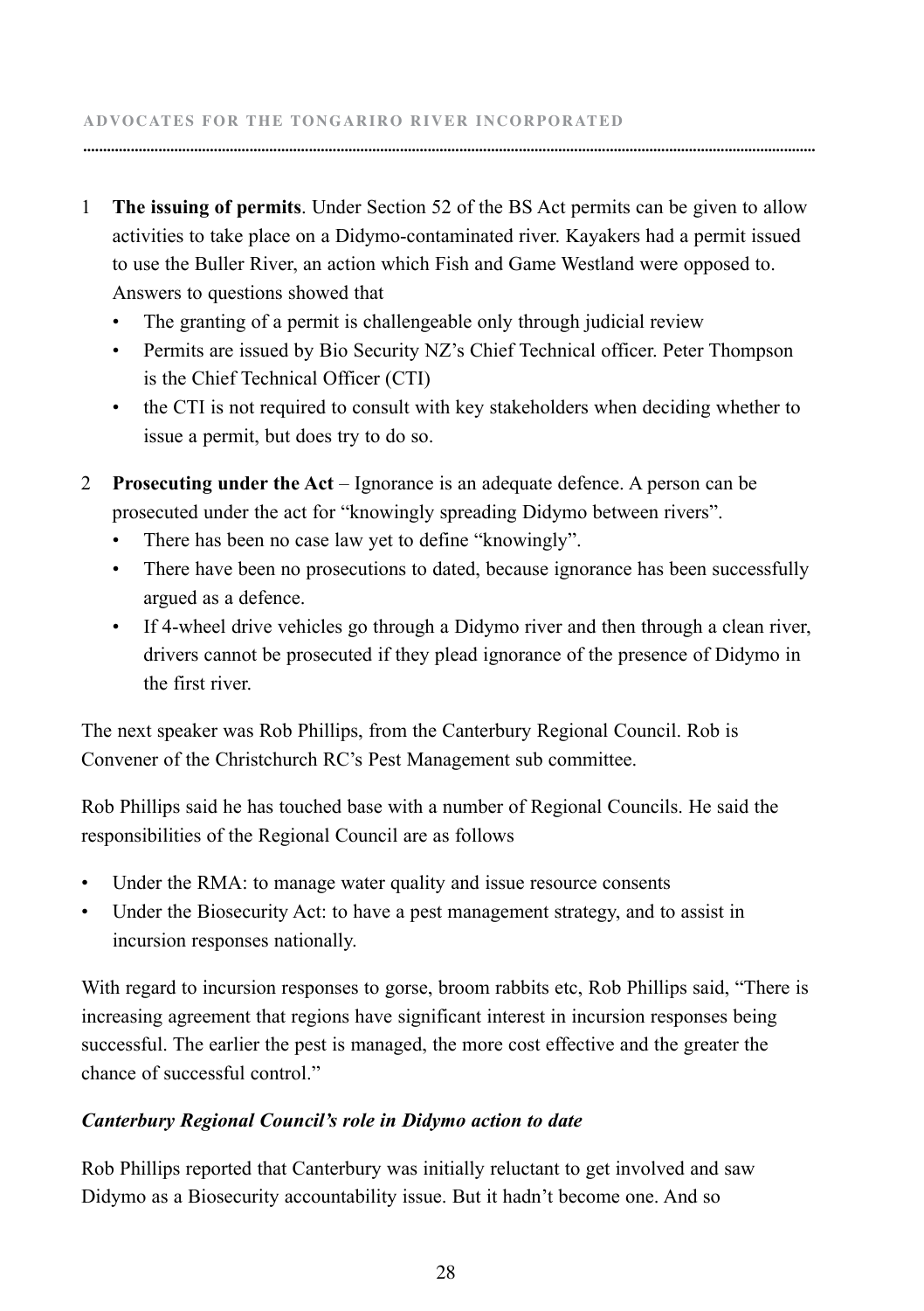1. **The issuing of permits**. Under Section 52 of the BS Act permits can be given to allow activities to take place on a Didymo-contaminated river. Kayakers had a permit issued to use the Buller River, an action which Fish and Game Westland were opposed to. Answers to questions showed that
   - The granting of a permit is challengeable only through judicial review
   - Permits are issued by Bio Security NZ's Chief Technical officer. Peter Thompson is the Chief Technical Officer (CTI)
   - the CTI is not required to consult with key stakeholders when deciding whether to issue a permit, but does try to do so.

2. **Prosecuting under the Act** – Ignorance is an adequate defence. A person can be prosecuted under the act for "knowingly spreading Didymo between rivers".
   - There has been no case law yet to define "knowingly".
   - There have been no prosecutions to dated, because ignorance has been successfully argued as a defence.
   - If 4-wheel drive vehicles go through a Didymo river and then through a clean river, drivers cannot be prosecuted if they plead ignorance of the presence of Didymo in the first river.

The next speaker was Rob Phillips, from the Canterbury Regional Council. Rob is Convener of the Christchurch RC's Pest Management sub committee.

Rob Phillips said he has touched base with a number of Regional Councils. He said the responsibilities of the Regional Council are as follows

- Under the RMA: to manage water quality and issue resource consents
- Under the Biosecurity Act: to have a pest management strategy, and to assist in incursion responses nationally.

With regard to incursion responses to gorse, broom rabbits etc, Rob Phillips said, "There is increasing agreement that regions have significant interest in incursion responses being successful. The earlier the pest is managed, the more cost effective and the greater the chance of successful control."

***Canterbury Regional Council's role in Didymo action to date***

Rob Phillips reported that Canterbury was initially reluctant to get involved and saw Didymo as a Biosecurity accountability issue. But it hadn't become one. And so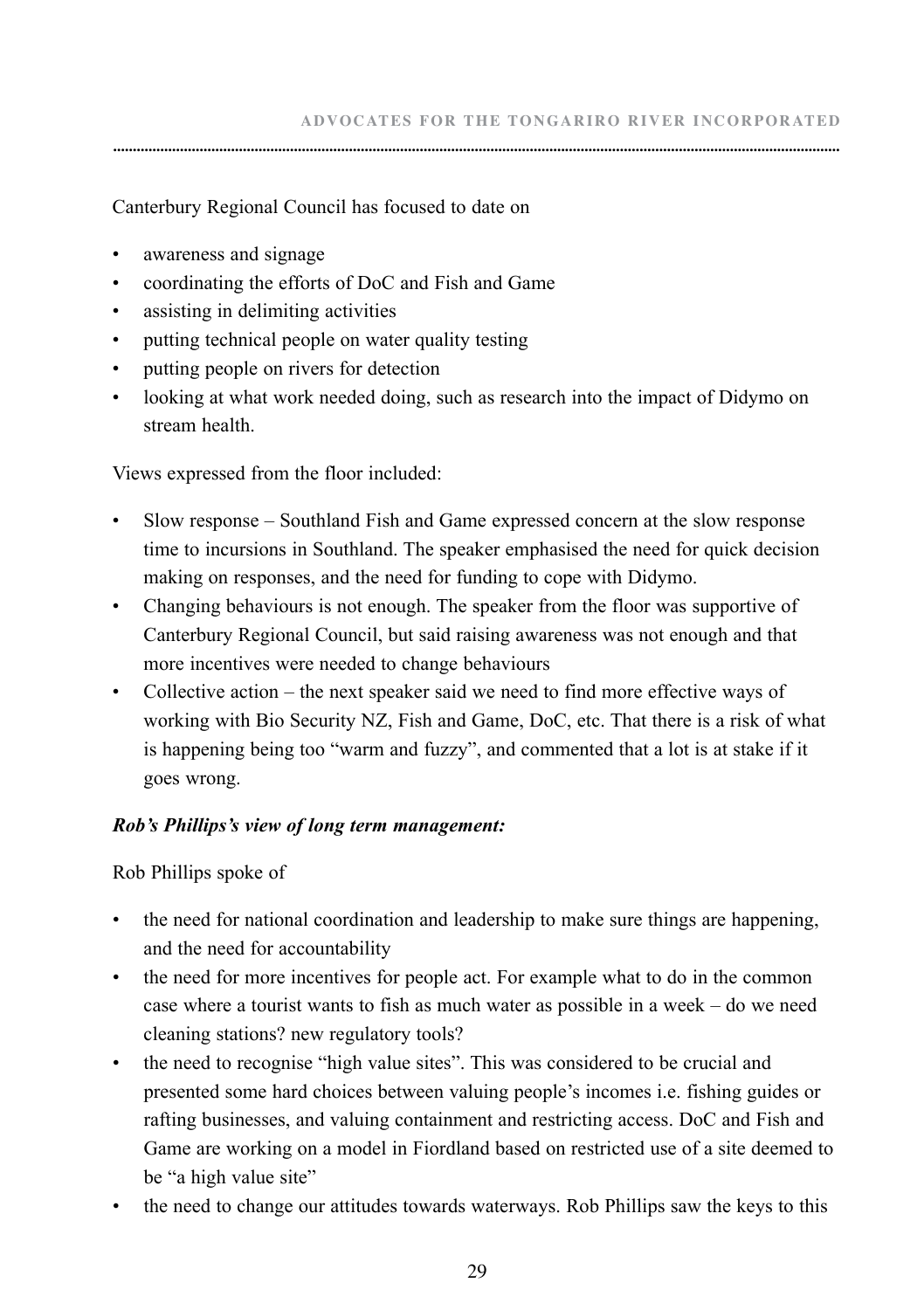Canterbury Regional Council has focused to date on

- awareness and signage
- coordinating the efforts of DoC and Fish and Game
- assisting in delimiting activities
- putting technical people on water quality testing
- putting people on rivers for detection
- looking at what work needed doing, such as research into the impact of Didymo on stream health.

Views expressed from the floor included:

- Slow response – Southland Fish and Game expressed concern at the slow response time to incursions in Southland. The speaker emphasised the need for quick decision making on responses, and the need for funding to cope with Didymo.
- Changing behaviours is not enough. The speaker from the floor was supportive of Canterbury Regional Council, but said raising awareness was not enough and that more incentives were needed to change behaviours
- Collective action – the next speaker said we need to find more effective ways of working with Bio Security NZ, Fish and Game, DoC, etc. That there is a risk of what is happening being too "warm and fuzzy", and commented that a lot is at stake if it goes wrong.

***Rob's Phillips's view of long term management:***

Rob Phillips spoke of

- the need for national coordination and leadership to make sure things are happening, and the need for accountability
- the need for more incentives for people act. For example what to do in the common case where a tourist wants to fish as much water as possible in a week – do we need cleaning stations? new regulatory tools?
- the need to recognise "high value sites". This was considered to be crucial and presented some hard choices between valuing people's incomes i.e. fishing guides or rafting businesses, and valuing containment and restricting access. DoC and Fish and Game are working on a model in Fiordland based on restricted use of a site deemed to be "a high value site"
- the need to change our attitudes towards waterways. Rob Phillips saw the keys to this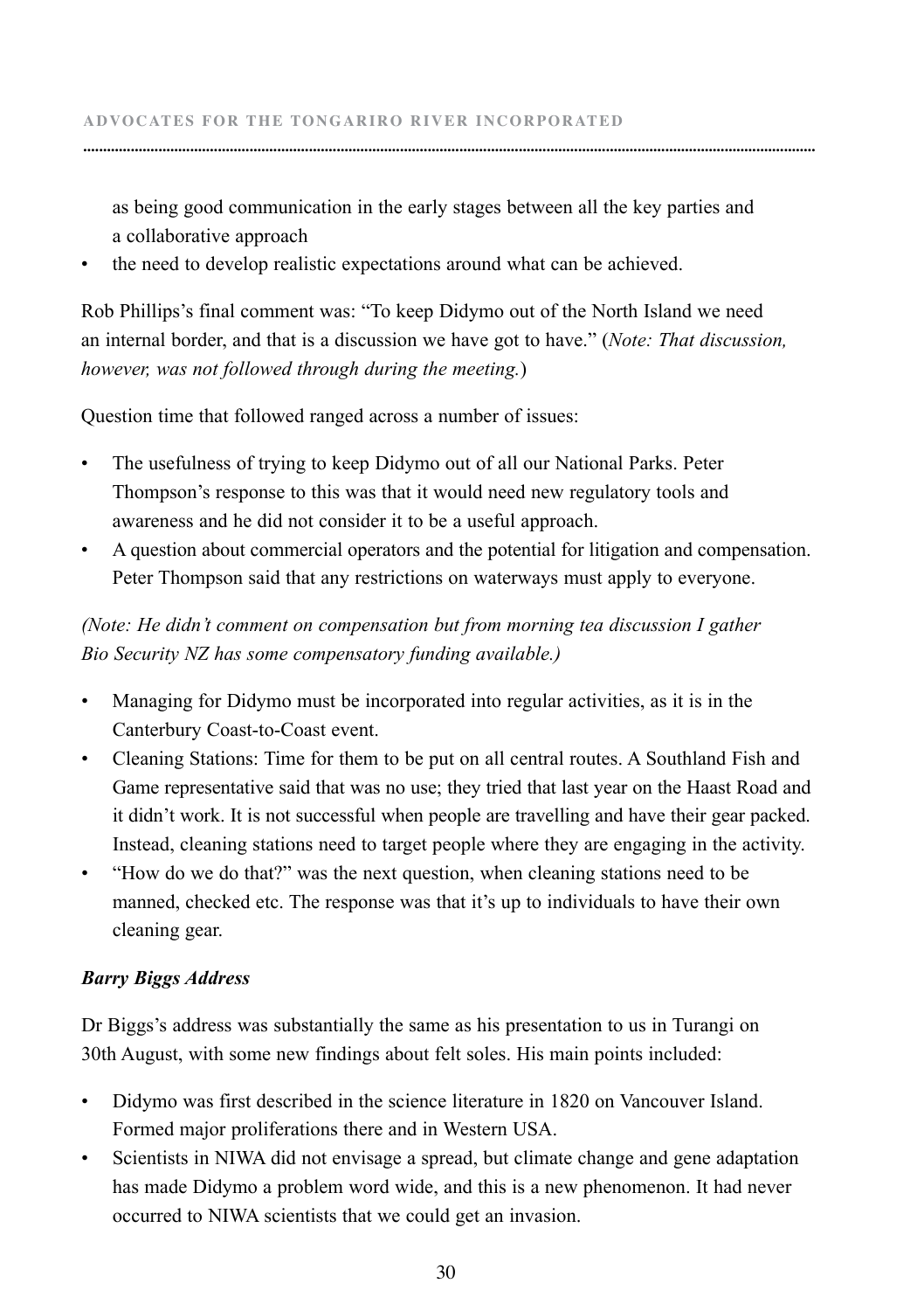as being good communication in the early stages between all the key parties and a collaborative approach

- the need to develop realistic expectations around what can be achieved.

Rob Phillips's final comment was: "To keep Didymo out of the North Island we need an internal border, and that is a discussion we have got to have." (*Note: That discussion, however, was not followed through during the meeting.*)

Question time that followed ranged across a number of issues:

- The usefulness of trying to keep Didymo out of all our National Parks. Peter Thompson's response to this was that it would need new regulatory tools and awareness and he did not consider it to be a useful approach.
- A question about commercial operators and the potential for litigation and compensation. Peter Thompson said that any restrictions on waterways must apply to everyone.

*(Note: He didn't comment on compensation but from morning tea discussion I gather Bio Security NZ has some compensatory funding available.)*

- Managing for Didymo must be incorporated into regular activities, as it is in the Canterbury Coast-to-Coast event.
- Cleaning Stations: Time for them to be put on all central routes. A Southland Fish and Game representative said that was no use; they tried that last year on the Haast Road and it didn't work. It is not successful when people are travelling and have their gear packed. Instead, cleaning stations need to target people where they are engaging in the activity.
- "How do we do that?" was the next question, when cleaning stations need to be manned, checked etc. The response was that it's up to individuals to have their own cleaning gear.

***Barry Biggs Address***

Dr Biggs's address was substantially the same as his presentation to us in Turangi on 30th August, with some new findings about felt soles. His main points included:

- Didymo was first described in the science literature in 1820 on Vancouver Island. Formed major proliferations there and in Western USA.
- Scientists in NIWA did not envisage a spread, but climate change and gene adaptation has made Didymo a problem word wide, and this is a new phenomenon. It had never occurred to NIWA scientists that we could get an invasion.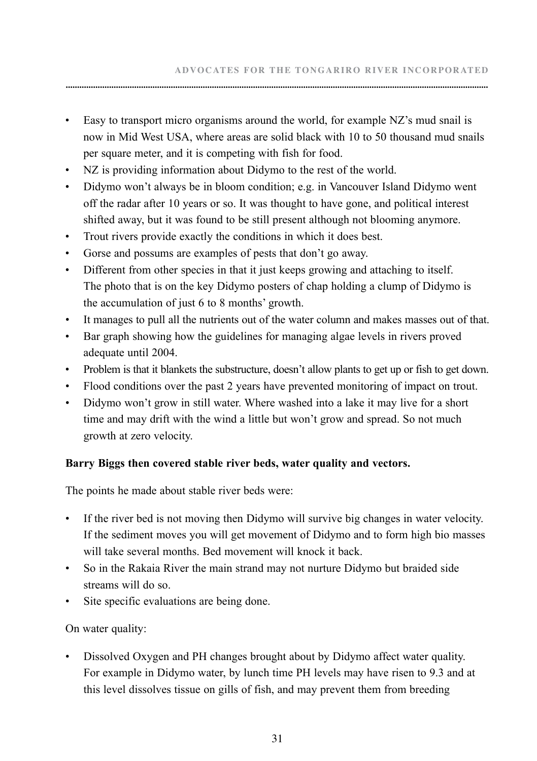- Easy to transport micro organisms around the world, for example NZ's mud snail is now in Mid West USA, where areas are solid black with 10 to 50 thousand mud snails per square meter, and it is competing with fish for food.
- NZ is providing information about Didymo to the rest of the world.
- Didymo won't always be in bloom condition; e.g. in Vancouver Island Didymo went off the radar after 10 years or so. It was thought to have gone, and political interest shifted away, but it was found to be still present although not blooming anymore.
- Trout rivers provide exactly the conditions in which it does best.
- Gorse and possums are examples of pests that don't go away.
- Different from other species in that it just keeps growing and attaching to itself. The photo that is on the key Didymo posters of chap holding a clump of Didymo is the accumulation of just 6 to 8 months' growth.
- It manages to pull all the nutrients out of the water column and makes masses out of that.
- Bar graph showing how the guidelines for managing algae levels in rivers proved adequate until 2004.
- Problem is that it blankets the substructure, doesn't allow plants to get up or fish to get down.
- Flood conditions over the past 2 years have prevented monitoring of impact on trout.
- Didymo won't grow in still water. Where washed into a lake it may live for a short time and may drift with the wind a little but won't grow and spread. So not much growth at zero velocity.

**Barry Biggs then covered stable river beds, water quality and vectors.**

The points he made about stable river beds were:

- If the river bed is not moving then Didymo will survive big changes in water velocity. If the sediment moves you will get movement of Didymo and to form high bio masses will take several months. Bed movement will knock it back.
- So in the Rakaia River the main strand may not nurture Didymo but braided side streams will do so.
- Site specific evaluations are being done.

On water quality:

- Dissolved Oxygen and PH changes brought about by Didymo affect water quality. For example in Didymo water, by lunch time PH levels may have risen to 9.3 and at this level dissolves tissue on gills of fish, and may prevent them from breeding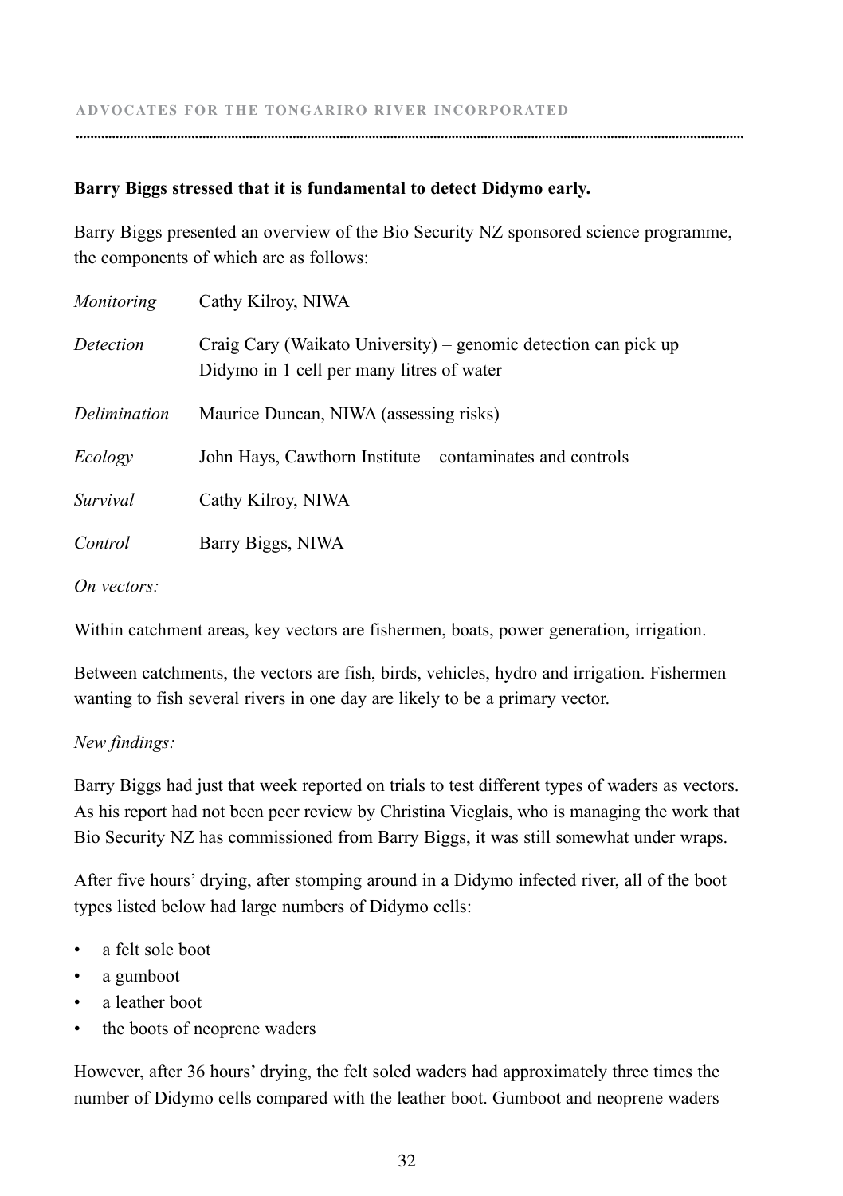**Barry Biggs stressed that it is fundamental to detect Didymo early.**

Barry Biggs presented an overview of the Bio Security NZ sponsored science programme, the components of which are as follows:

| | |
|---|---|
| *Monitoring* | Cathy Kilroy, NIWA |
| *Detection* | Craig Cary (Waikato University) – genomic detection can pick up Didymo in 1 cell per many litres of water |
| *Delimination* | Maurice Duncan, NIWA (assessing risks) |
| *Ecology* | John Hays, Cawthorn Institute – contaminates and controls |
| *Survival* | Cathy Kilroy, NIWA |
| *Control* | Barry Biggs, NIWA |

*On vectors:*

Within catchment areas, key vectors are fishermen, boats, power generation, irrigation.

Between catchments, the vectors are fish, birds, vehicles, hydro and irrigation. Fishermen wanting to fish several rivers in one day are likely to be a primary vector.

*New findings:*

Barry Biggs had just that week reported on trials to test different types of waders as vectors. As his report had not been peer review by Christina Vieglais, who is managing the work that Bio Security NZ has commissioned from Barry Biggs, it was still somewhat under wraps.

After five hours' drying, after stomping around in a Didymo infected river, all of the boot types listed below had large numbers of Didymo cells:

- a felt sole boot
- a gumboot
- a leather boot
- the boots of neoprene waders

However, after 36 hours' drying, the felt soled waders had approximately three times the number of Didymo cells compared with the leather boot. Gumboot and neoprene waders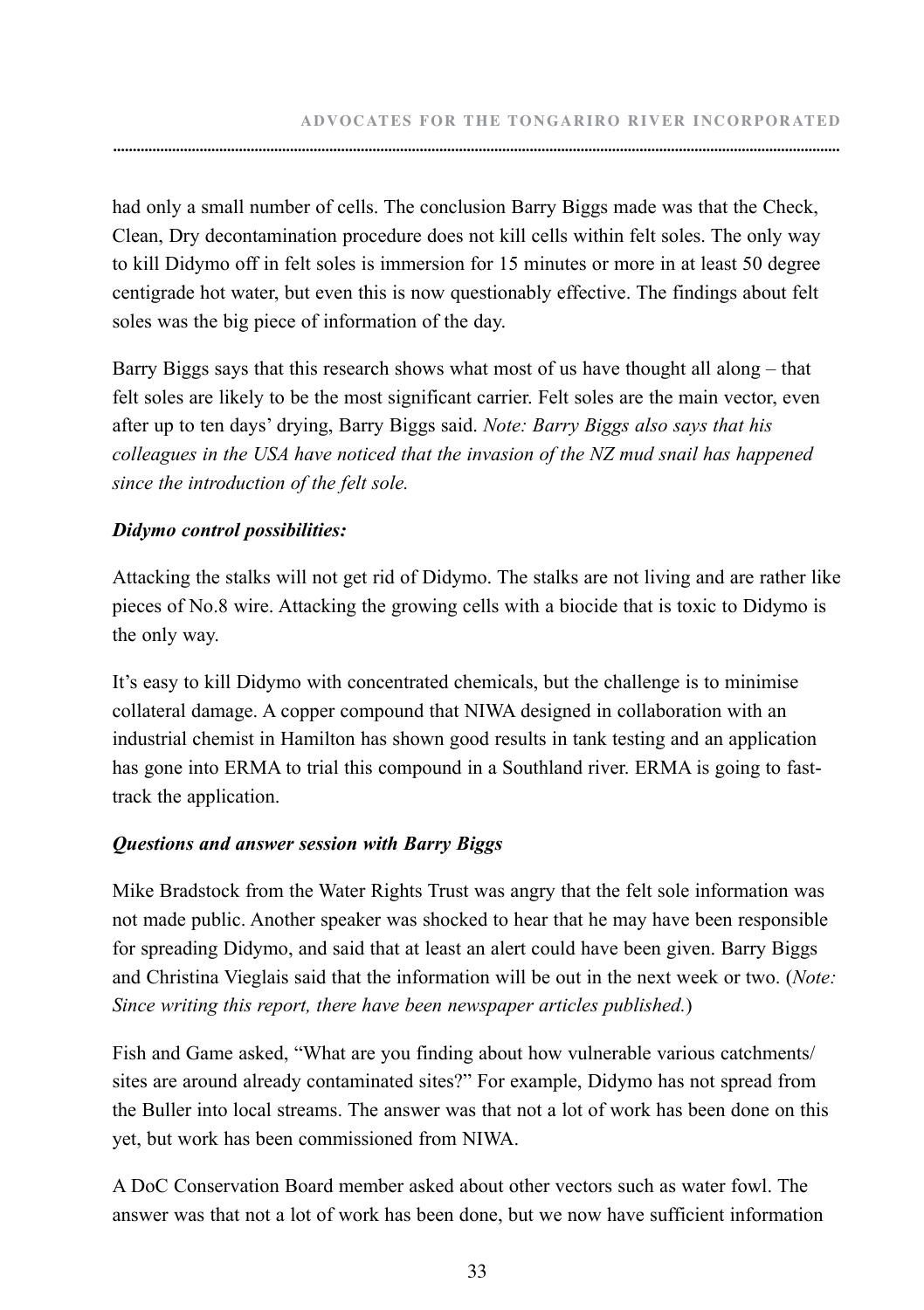had only a small number of cells. The conclusion Barry Biggs made was that the Check, Clean, Dry decontamination procedure does not kill cells within felt soles. The only way to kill Didymo off in felt soles is immersion for 15 minutes or more in at least 50 degree centigrade hot water, but even this is now questionably effective. The findings about felt soles was the big piece of information of the day.

Barry Biggs says that this research shows what most of us have thought all along – that felt soles are likely to be the most significant carrier. Felt soles are the main vector, even after up to ten days' drying, Barry Biggs said. *Note: Barry Biggs also says that his colleagues in the USA have noticed that the invasion of the NZ mud snail has happened since the introduction of the felt sole.*

***Didymo control possibilities:***

Attacking the stalks will not get rid of Didymo. The stalks are not living and are rather like pieces of No.8 wire. Attacking the growing cells with a biocide that is toxic to Didymo is the only way.

It's easy to kill Didymo with concentrated chemicals, but the challenge is to minimise collateral damage. A copper compound that NIWA designed in collaboration with an industrial chemist in Hamilton has shown good results in tank testing and an application has gone into ERMA to trial this compound in a Southland river. ERMA is going to fast-track the application.

***Questions and answer session with Barry Biggs***

Mike Bradstock from the Water Rights Trust was angry that the felt sole information was not made public. Another speaker was shocked to hear that he may have been responsible for spreading Didymo, and said that at least an alert could have been given. Barry Biggs and Christina Vieglais said that the information will be out in the next week or two. (*Note: Since writing this report, there have been newspaper articles published.*)

Fish and Game asked, "What are you finding about how vulnerable various catchments/ sites are around already contaminated sites?" For example, Didymo has not spread from the Buller into local streams. The answer was that not a lot of work has been done on this yet, but work has been commissioned from NIWA.

A DoC Conservation Board member asked about other vectors such as water fowl. The answer was that not a lot of work has been done, but we now have sufficient information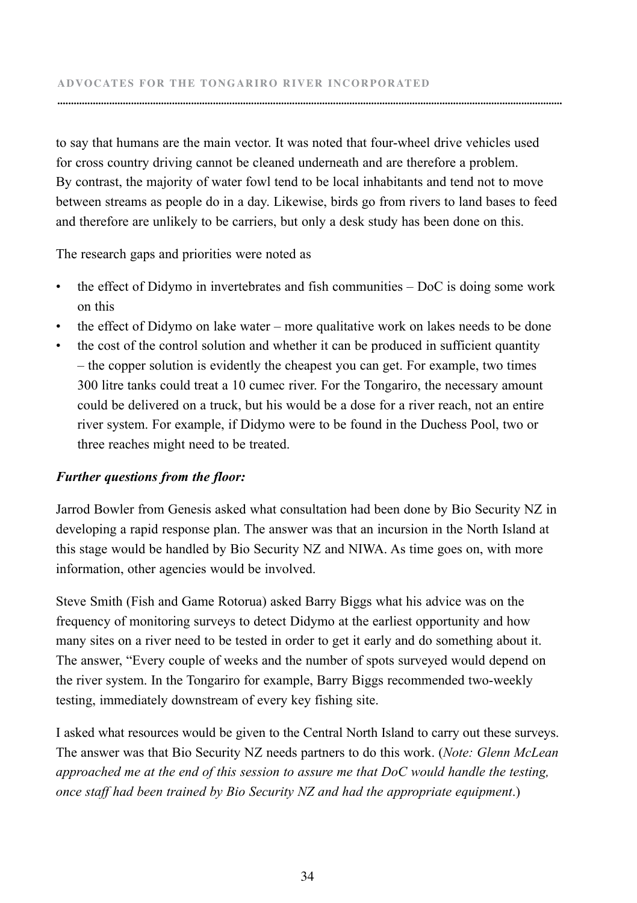to say that humans are the main vector. It was noted that four-wheel drive vehicles used for cross country driving cannot be cleaned underneath and are therefore a problem. By contrast, the majority of water fowl tend to be local inhabitants and tend not to move between streams as people do in a day. Likewise, birds go from rivers to land bases to feed and therefore are unlikely to be carriers, but only a desk study has been done on this.

The research gaps and priorities were noted as

- the effect of Didymo in invertebrates and fish communities – DoC is doing some work on this
- the effect of Didymo on lake water – more qualitative work on lakes needs to be done
- the cost of the control solution and whether it can be produced in sufficient quantity – the copper solution is evidently the cheapest you can get. For example, two times 300 litre tanks could treat a 10 cumec river. For the Tongariro, the necessary amount could be delivered on a truck, but his would be a dose for a river reach, not an entire river system. For example, if Didymo were to be found in the Duchess Pool, two or three reaches might need to be treated.

***Further questions from the floor:***

Jarrod Bowler from Genesis asked what consultation had been done by Bio Security NZ in developing a rapid response plan. The answer was that an incursion in the North Island at this stage would be handled by Bio Security NZ and NIWA. As time goes on, with more information, other agencies would be involved.

Steve Smith (Fish and Game Rotorua) asked Barry Biggs what his advice was on the frequency of monitoring surveys to detect Didymo at the earliest opportunity and how many sites on a river need to be tested in order to get it early and do something about it. The answer, "Every couple of weeks and the number of spots surveyed would depend on the river system. In the Tongariro for example, Barry Biggs recommended two-weekly testing, immediately downstream of every key fishing site.

I asked what resources would be given to the Central North Island to carry out these surveys. The answer was that Bio Security NZ needs partners to do this work. (*Note: Glenn McLean approached me at the end of this session to assure me that DoC would handle the testing, once staff had been trained by Bio Security NZ and had the appropriate equipment*.)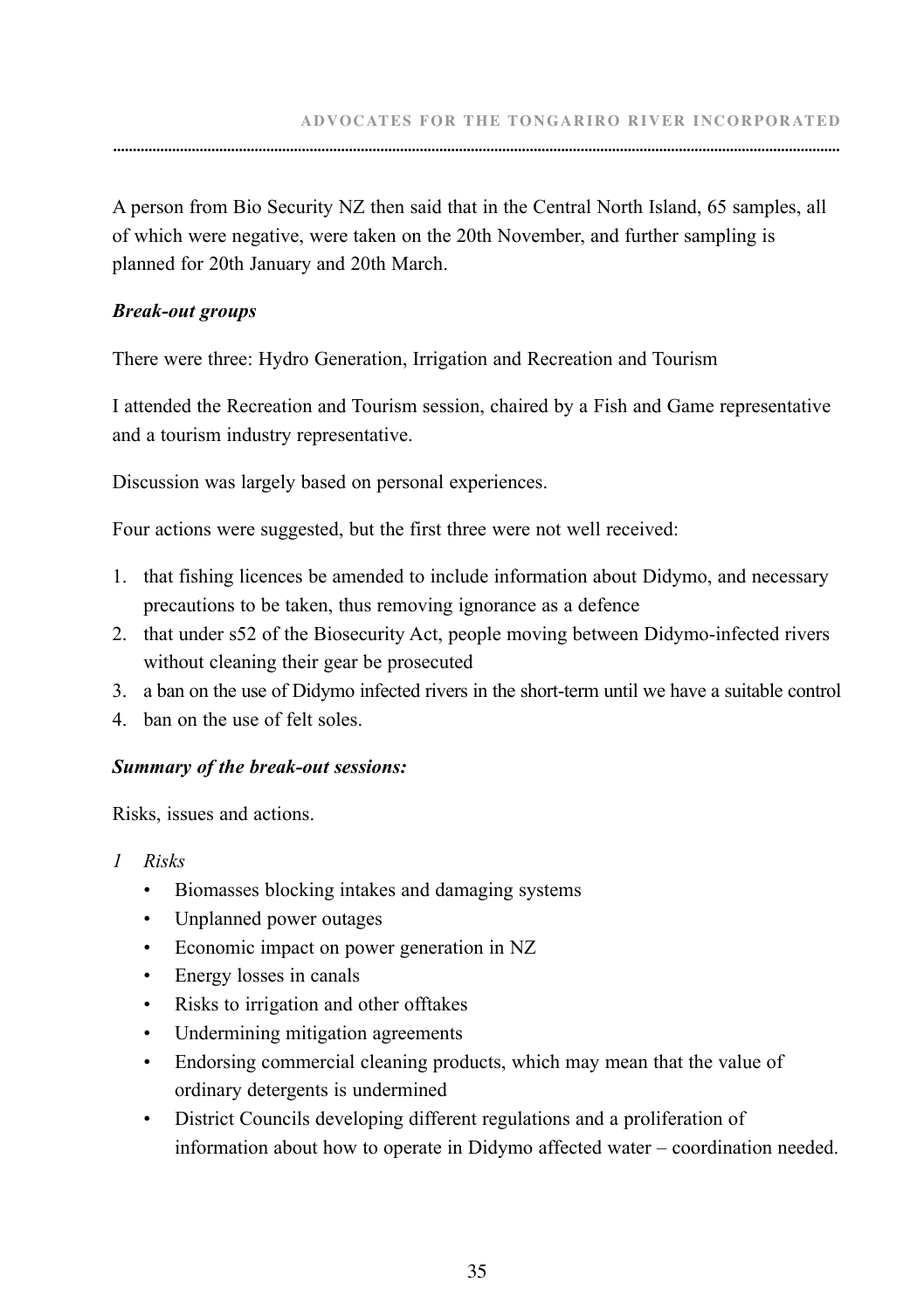A person from Bio Security NZ then said that in the Central North Island, 65 samples, all of which were negative, were taken on the 20th November, and further sampling is planned for 20th January and 20th March.

***Break-out groups***

There were three: Hydro Generation, Irrigation and Recreation and Tourism

I attended the Recreation and Tourism session, chaired by a Fish and Game representative and a tourism industry representative.

Discussion was largely based on personal experiences.

Four actions were suggested, but the first three were not well received:

1. that fishing licences be amended to include information about Didymo, and necessary precautions to be taken, thus removing ignorance as a defence
2. that under s52 of the Biosecurity Act, people moving between Didymo-infected rivers without cleaning their gear be prosecuted
3. a ban on the use of Didymo infected rivers in the short-term until we have a suitable control
4. ban on the use of felt soles.

***Summary of the break-out sessions:***

Risks, issues and actions.

*1 Risks*

- Biomasses blocking intakes and damaging systems
- Unplanned power outages
- Economic impact on power generation in NZ
- Energy losses in canals
- Risks to irrigation and other offtakes
- Undermining mitigation agreements
- Endorsing commercial cleaning products, which may mean that the value of ordinary detergents is undermined
- District Councils developing different regulations and a proliferation of information about how to operate in Didymo affected water – coordination needed.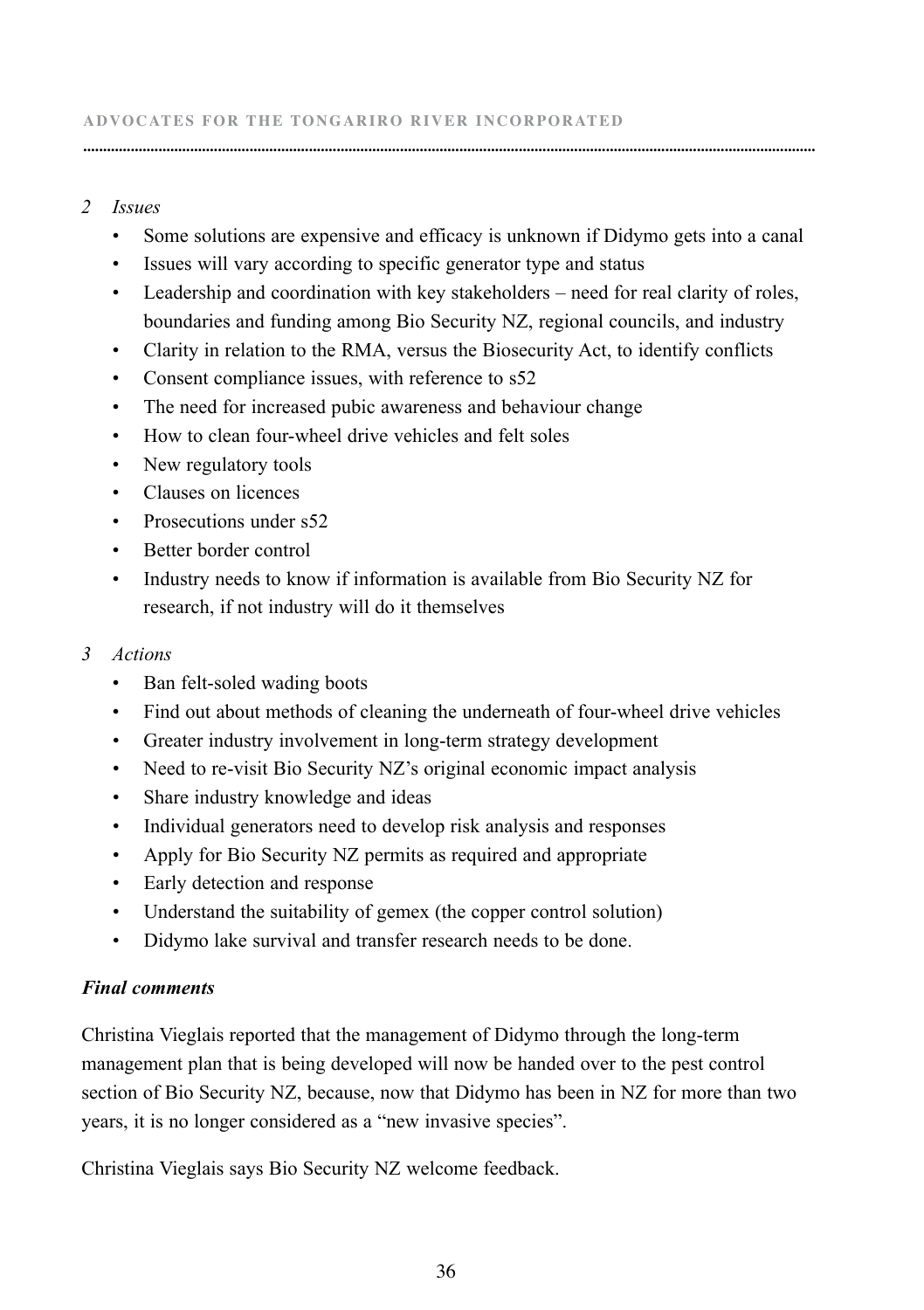*2 Issues*

- Some solutions are expensive and efficacy is unknown if Didymo gets into a canal
- Issues will vary according to specific generator type and status
- Leadership and coordination with key stakeholders – need for real clarity of roles, boundaries and funding among Bio Security NZ, regional councils, and industry
- Clarity in relation to the RMA, versus the Biosecurity Act, to identify conflicts
- Consent compliance issues, with reference to s52
- The need for increased pubic awareness and behaviour change
- How to clean four-wheel drive vehicles and felt soles
- New regulatory tools
- Clauses on licences
- Prosecutions under s52
- Better border control
- Industry needs to know if information is available from Bio Security NZ for research, if not industry will do it themselves

*3 Actions*

- Ban felt-soled wading boots
- Find out about methods of cleaning the underneath of four-wheel drive vehicles
- Greater industry involvement in long-term strategy development
- Need to re-visit Bio Security NZ's original economic impact analysis
- Share industry knowledge and ideas
- Individual generators need to develop risk analysis and responses
- Apply for Bio Security NZ permits as required and appropriate
- Early detection and response
- Understand the suitability of gemex (the copper control solution)
- Didymo lake survival and transfer research needs to be done.

***Final comments***

Christina Vieglais reported that the management of Didymo through the long-term management plan that is being developed will now be handed over to the pest control section of Bio Security NZ, because, now that Didymo has been in NZ for more than two years, it is no longer considered as a "new invasive species".

Christina Vieglais says Bio Security NZ welcome feedback.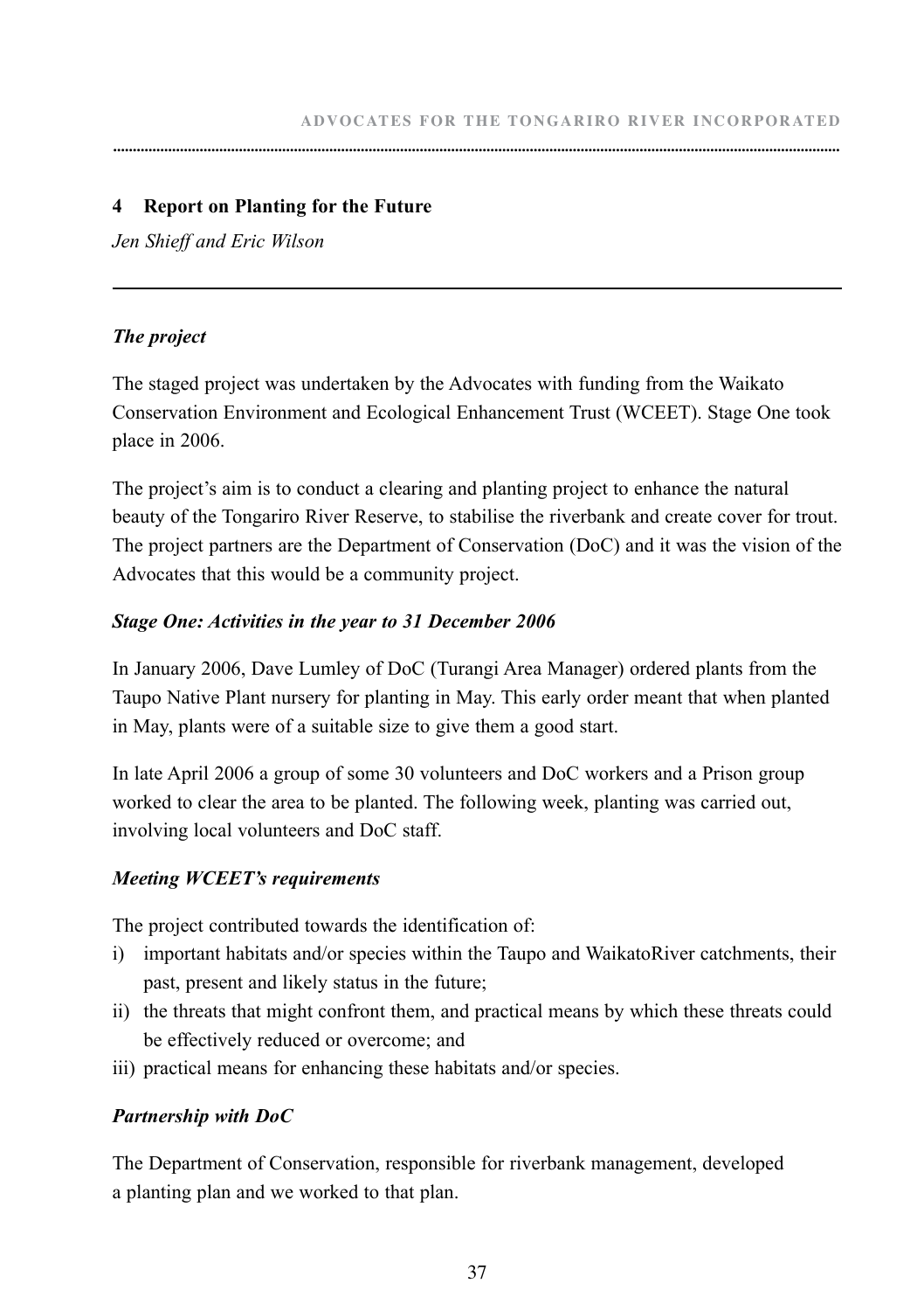## 4 Report on Planting for the Future

*Jen Shieff and Eric Wilson*

---

### *The project*

The staged project was undertaken by the Advocates with funding from the Waikato Conservation Environment and Ecological Enhancement Trust (WCEET). Stage One took place in 2006.

The project's aim is to conduct a clearing and planting project to enhance the natural beauty of the Tongariro River Reserve, to stabilise the riverbank and create cover for trout. The project partners are the Department of Conservation (DoC) and it was the vision of the Advocates that this would be a community project.

### *Stage One: Activities in the year to 31 December 2006*

In January 2006, Dave Lumley of DoC (Turangi Area Manager) ordered plants from the Taupo Native Plant nursery for planting in May. This early order meant that when planted in May, plants were of a suitable size to give them a good start.

In late April 2006 a group of some 30 volunteers and DoC workers and a Prison group worked to clear the area to be planted. The following week, planting was carried out, involving local volunteers and DoC staff.

### *Meeting WCEET's requirements*

The project contributed towards the identification of:

i) important habitats and/or species within the Taupo and WaikatoRiver catchments, their past, present and likely status in the future;
ii) the threats that might confront them, and practical means by which these threats could be effectively reduced or overcome; and
iii) practical means for enhancing these habitats and/or species.

### *Partnership with DoC*

The Department of Conservation, responsible for riverbank management, developed a planting plan and we worked to that plan.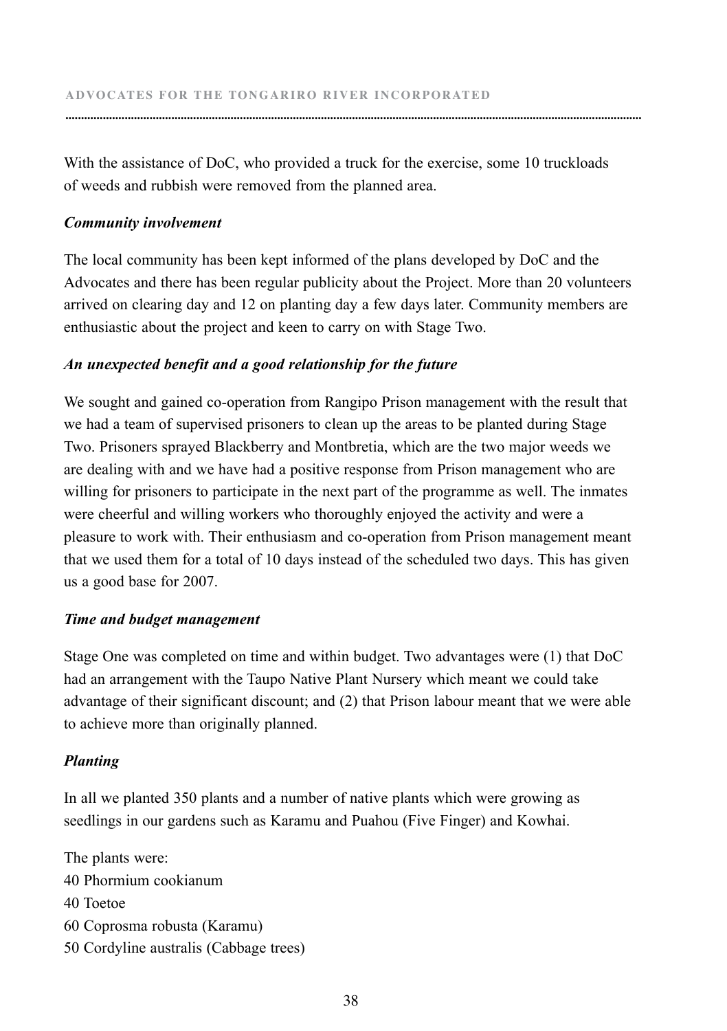With the assistance of DoC, who provided a truck for the exercise, some 10 truckloads of weeds and rubbish were removed from the planned area.

***Community involvement***

The local community has been kept informed of the plans developed by DoC and the Advocates and there has been regular publicity about the Project. More than 20 volunteers arrived on clearing day and 12 on planting day a few days later. Community members are enthusiastic about the project and keen to carry on with Stage Two.

***An unexpected benefit and a good relationship for the future***

We sought and gained co-operation from Rangipo Prison management with the result that we had a team of supervised prisoners to clean up the areas to be planted during Stage Two. Prisoners sprayed Blackberry and Montbretia, which are the two major weeds we are dealing with and we have had a positive response from Prison management who are willing for prisoners to participate in the next part of the programme as well. The inmates were cheerful and willing workers who thoroughly enjoyed the activity and were a pleasure to work with. Their enthusiasm and co-operation from Prison management meant that we used them for a total of 10 days instead of the scheduled two days. This has given us a good base for 2007.

***Time and budget management***

Stage One was completed on time and within budget. Two advantages were (1) that DoC had an arrangement with the Taupo Native Plant Nursery which meant we could take advantage of their significant discount; and (2) that Prison labour meant that we were able to achieve more than originally planned.

***Planting***

In all we planted 350 plants and a number of native plants which were growing as seedlings in our gardens such as Karamu and Puahou (Five Finger) and Kowhai.

The plants were:
40 Phormium cookianum
40 Toetoe
60 Coprosma robusta (Karamu)
50 Cordyline australis (Cabbage trees)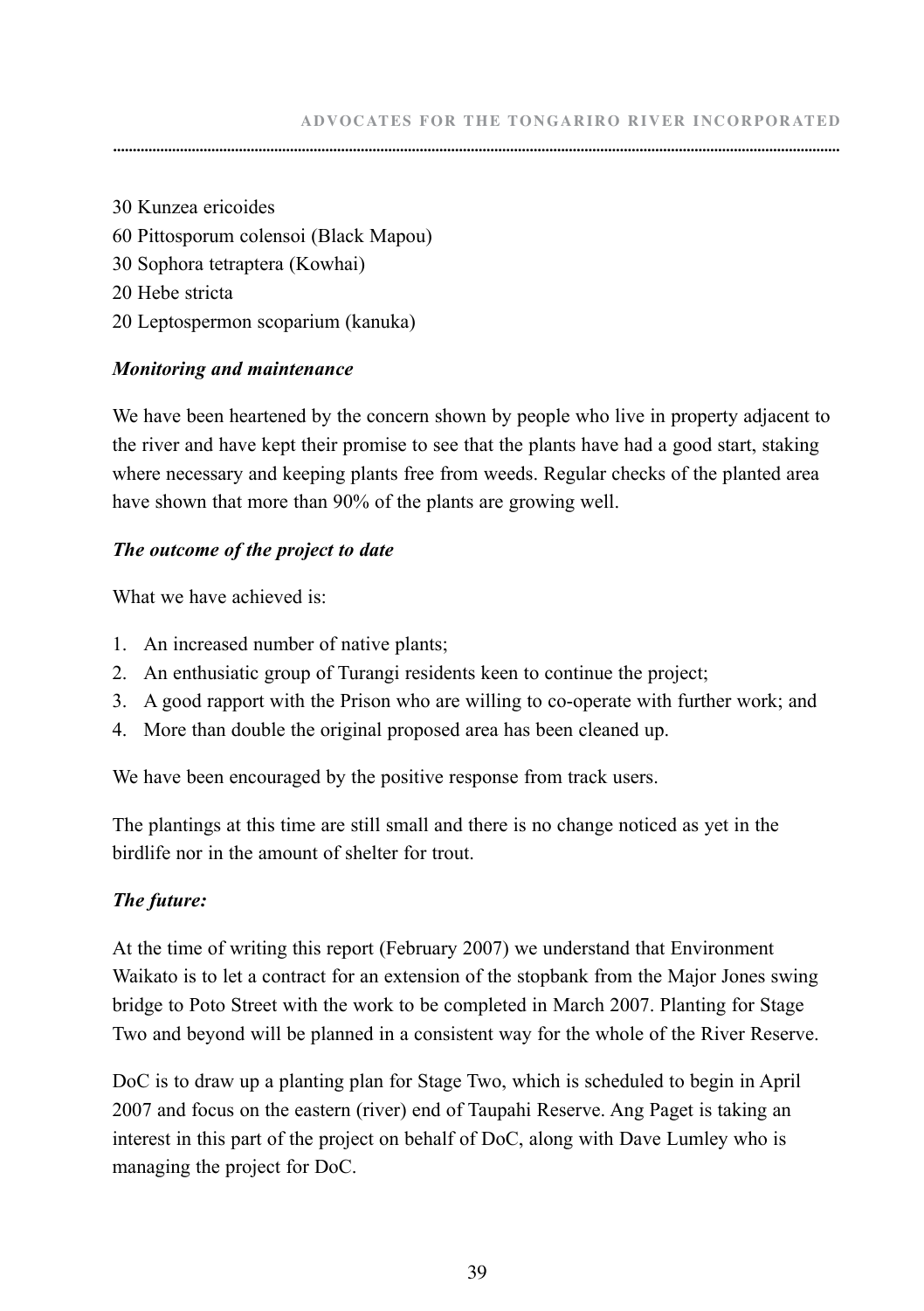30 Kunzea ericoides
60 Pittosporum colensoi (Black Mapou)
30 Sophora tetraptera (Kowhai)
20 Hebe stricta
20 Leptospermon scoparium (kanuka)

***Monitoring and maintenance***

We have been heartened by the concern shown by people who live in property adjacent to the river and have kept their promise to see that the plants have had a good start, staking where necessary and keeping plants free from weeds. Regular checks of the planted area have shown that more than 90% of the plants are growing well.

***The outcome of the project to date***

What we have achieved is:

1. An increased number of native plants;
2. An enthusiatic group of Turangi residents keen to continue the project;
3. A good rapport with the Prison who are willing to co-operate with further work; and
4. More than double the original proposed area has been cleaned up.

We have been encouraged by the positive response from track users.

The plantings at this time are still small and there is no change noticed as yet in the birdlife nor in the amount of shelter for trout.

***The future:***

At the time of writing this report (February 2007) we understand that Environment Waikato is to let a contract for an extension of the stopbank from the Major Jones swing bridge to Poto Street with the work to be completed in March 2007. Planting for Stage Two and beyond will be planned in a consistent way for the whole of the River Reserve.

DoC is to draw up a planting plan for Stage Two, which is scheduled to begin in April 2007 and focus on the eastern (river) end of Taupahi Reserve. Ang Paget is taking an interest in this part of the project on behalf of DoC, along with Dave Lumley who is managing the project for DoC.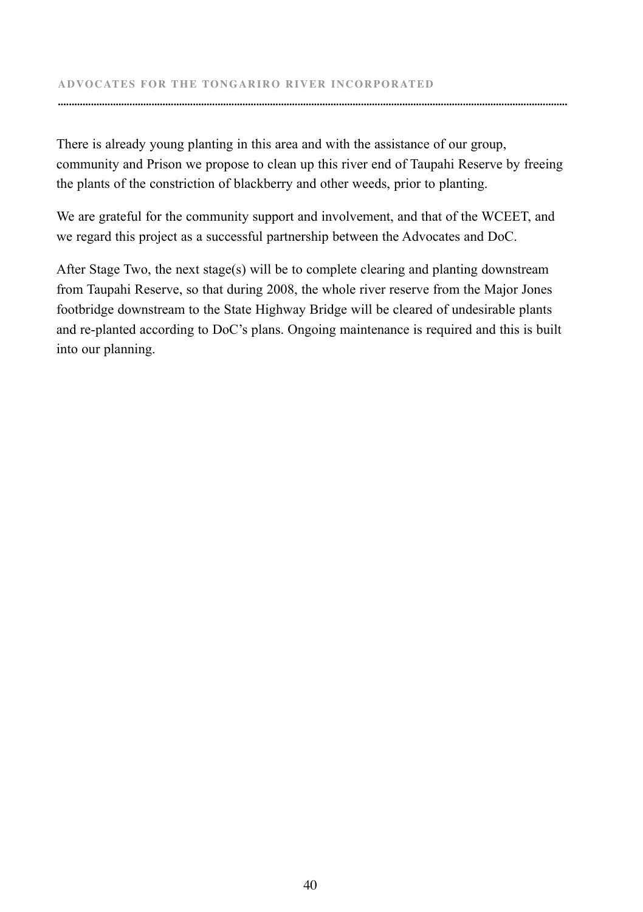There is already young planting in this area and with the assistance of our group, community and Prison we propose to clean up this river end of Taupahi Reserve by freeing the plants of the constriction of blackberry and other weeds, prior to planting.

We are grateful for the community support and involvement, and that of the WCEET, and we regard this project as a successful partnership between the Advocates and DoC.

After Stage Two, the next stage(s) will be to complete clearing and planting downstream from Taupahi Reserve, so that during 2008, the whole river reserve from the Major Jones footbridge downstream to the State Highway Bridge will be cleared of undesirable plants and re-planted according to DoC's plans. Ongoing maintenance is required and this is built into our planning.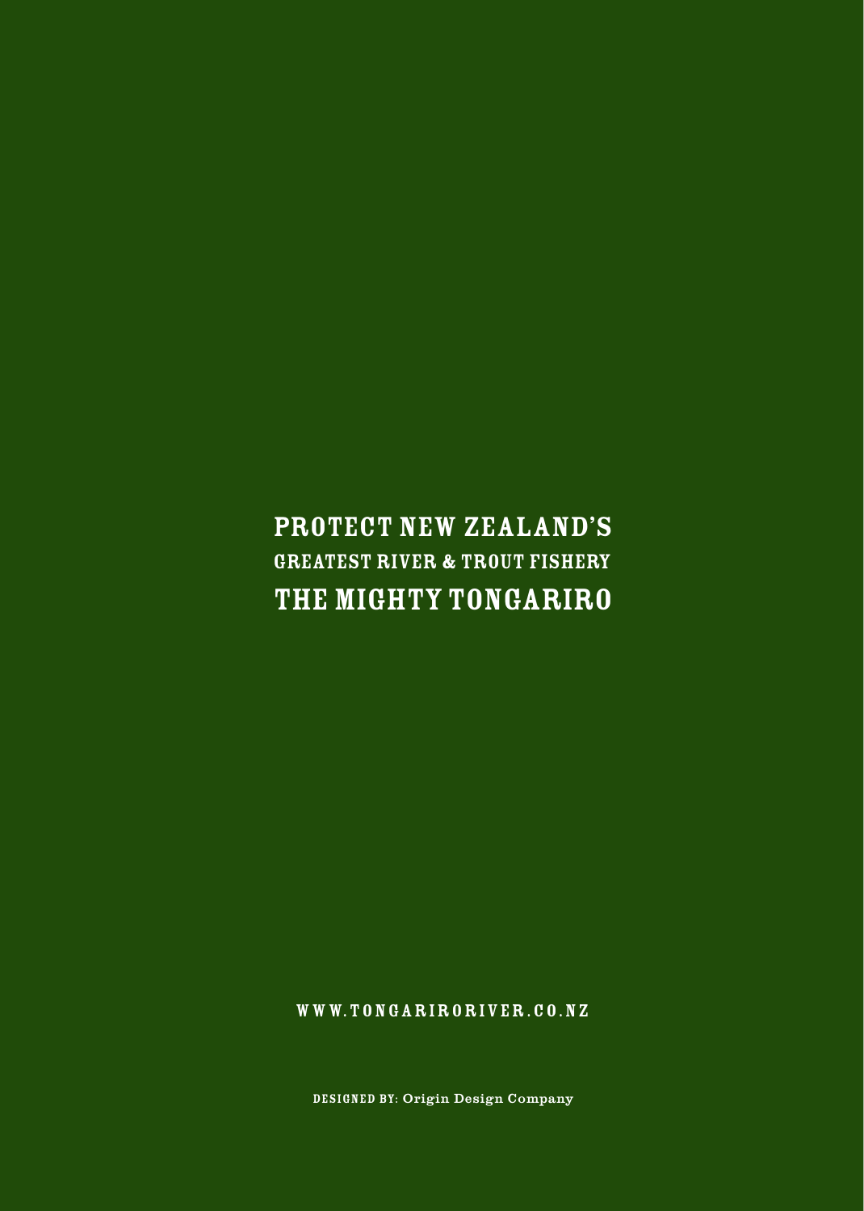# PROTECT NEW ZEALAND'S
## GREATEST RIVER & TROUT FISHERY
# THE MIGHTY TONGARIRO

WWW.TONGARIRORIVER.CO.NZ

**DESIGNED BY:** Origin Design Company